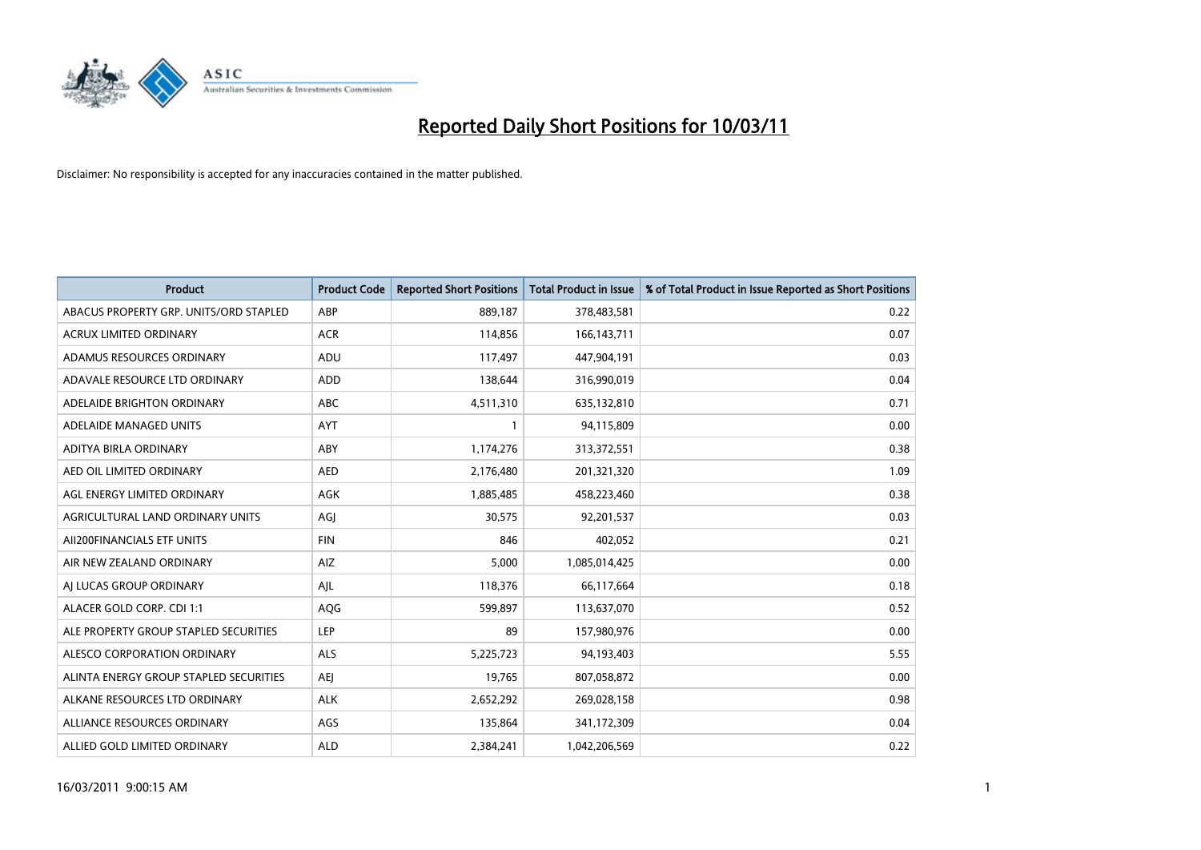# Reported Daily Short Positions for 10/03/11

Disclaimer: No responsibility is accepted for any inaccuracies contained in the matter published.

| Product | Product Code | Reported Short Positions | Total Product in Issue | % of Total Product in Issue Reported as Short Positions |
|---|---|---|---|---|
| ABACUS PROPERTY GRP. UNITS/ORD STAPLED | ABP | 889,187 | 378,483,581 | 0.22 |
| ACRUX LIMITED ORDINARY | ACR | 114,856 | 166,143,711 | 0.07 |
| ADAMUS RESOURCES ORDINARY | ADU | 117,497 | 447,904,191 | 0.03 |
| ADAVALE RESOURCE LTD ORDINARY | ADD | 138,644 | 316,990,019 | 0.04 |
| ADELAIDE BRIGHTON ORDINARY | ABC | 4,511,310 | 635,132,810 | 0.71 |
| ADELAIDE MANAGED UNITS | AYT | 1 | 94,115,809 | 0.00 |
| ADITYA BIRLA ORDINARY | ABY | 1,174,276 | 313,372,551 | 0.38 |
| AED OIL LIMITED ORDINARY | AED | 2,176,480 | 201,321,320 | 1.09 |
| AGL ENERGY LIMITED ORDINARY | AGK | 1,885,485 | 458,223,460 | 0.38 |
| AGRICULTURAL LAND ORDINARY UNITS | AGJ | 30,575 | 92,201,537 | 0.03 |
| AII200FINANCIALS ETF UNITS | FIN | 846 | 402,052 | 0.21 |
| AIR NEW ZEALAND ORDINARY | AIZ | 5,000 | 1,085,014,425 | 0.00 |
| AJ LUCAS GROUP ORDINARY | AJL | 118,376 | 66,117,664 | 0.18 |
| ALACER GOLD CORP. CDI 1:1 | AQG | 599,897 | 113,637,070 | 0.52 |
| ALE PROPERTY GROUP STAPLED SECURITIES | LEP | 89 | 157,980,976 | 0.00 |
| ALESCO CORPORATION ORDINARY | ALS | 5,225,723 | 94,193,403 | 5.55 |
| ALINTA ENERGY GROUP STAPLED SECURITIES | AEJ | 19,765 | 807,058,872 | 0.00 |
| ALKANE RESOURCES LTD ORDINARY | ALK | 2,652,292 | 269,028,158 | 0.98 |
| ALLIANCE RESOURCES ORDINARY | AGS | 135,864 | 341,172,309 | 0.04 |
| ALLIED GOLD LIMITED ORDINARY | ALD | 2,384,241 | 1,042,206,569 | 0.22 |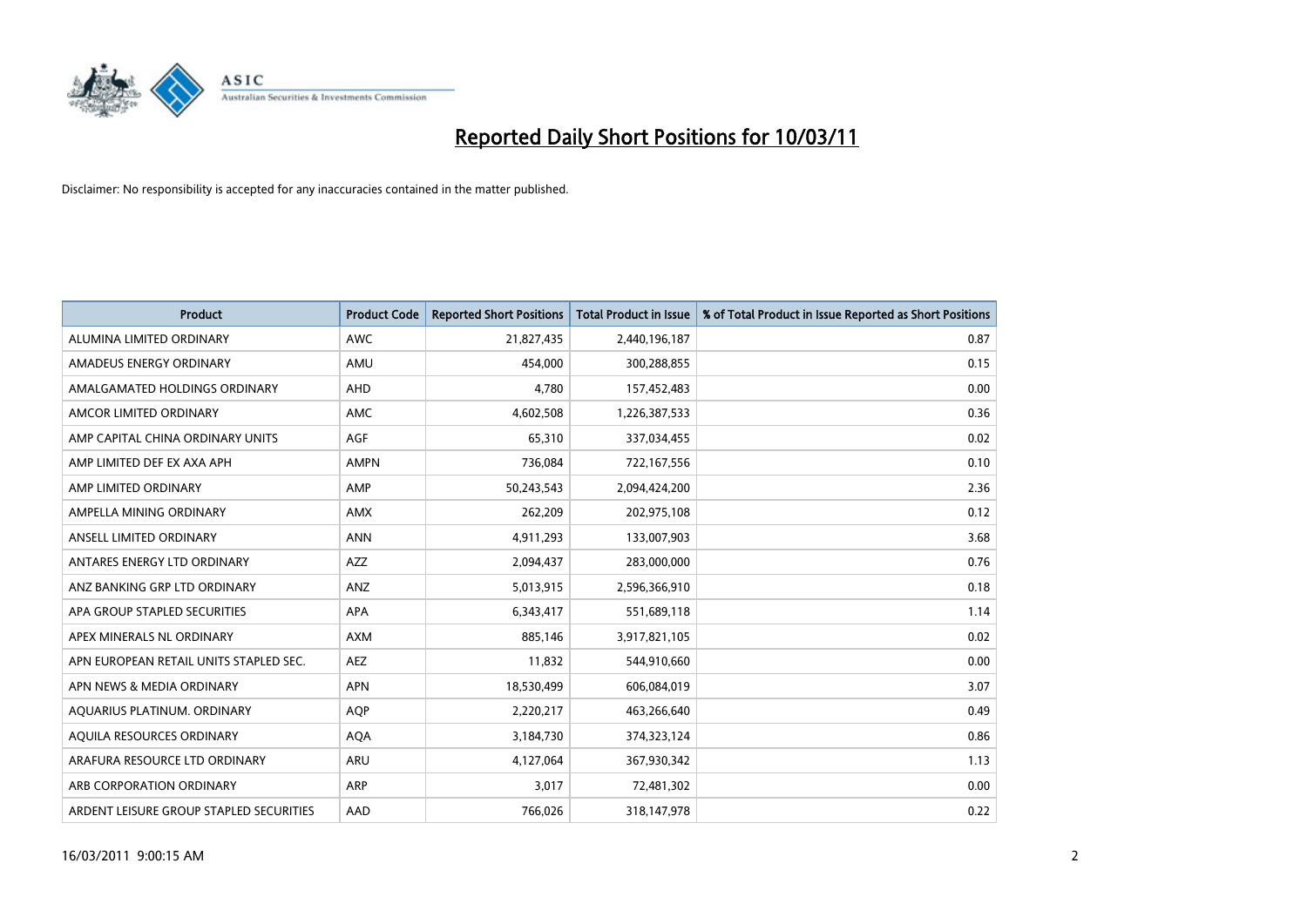# Reported Daily Short Positions for 10/03/11

Disclaimer: No responsibility is accepted for any inaccuracies contained in the matter published.

| Product | Product Code | Reported Short Positions | Total Product in Issue | % of Total Product in Issue Reported as Short Positions |
|---|---|---|---|---|
| ALUMINA LIMITED ORDINARY | AWC | 21,827,435 | 2,440,196,187 | 0.87 |
| AMADEUS ENERGY ORDINARY | AMU | 454,000 | 300,288,855 | 0.15 |
| AMALGAMATED HOLDINGS ORDINARY | AHD | 4,780 | 157,452,483 | 0.00 |
| AMCOR LIMITED ORDINARY | AMC | 4,602,508 | 1,226,387,533 | 0.36 |
| AMP CAPITAL CHINA ORDINARY UNITS | AGF | 65,310 | 337,034,455 | 0.02 |
| AMP LIMITED DEF EX AXA APH | AMPN | 736,084 | 722,167,556 | 0.10 |
| AMP LIMITED ORDINARY | AMP | 50,243,543 | 2,094,424,200 | 2.36 |
| AMPELLA MINING ORDINARY | AMX | 262,209 | 202,975,108 | 0.12 |
| ANSELL LIMITED ORDINARY | ANN | 4,911,293 | 133,007,903 | 3.68 |
| ANTARES ENERGY LTD ORDINARY | AZZ | 2,094,437 | 283,000,000 | 0.76 |
| ANZ BANKING GRP LTD ORDINARY | ANZ | 5,013,915 | 2,596,366,910 | 0.18 |
| APA GROUP STAPLED SECURITIES | APA | 6,343,417 | 551,689,118 | 1.14 |
| APEX MINERALS NL ORDINARY | AXM | 885,146 | 3,917,821,105 | 0.02 |
| APN EUROPEAN RETAIL UNITS STAPLED SEC. | AEZ | 11,832 | 544,910,660 | 0.00 |
| APN NEWS & MEDIA ORDINARY | APN | 18,530,499 | 606,084,019 | 3.07 |
| AQUARIUS PLATINUM. ORDINARY | AQP | 2,220,217 | 463,266,640 | 0.49 |
| AQUILA RESOURCES ORDINARY | AQA | 3,184,730 | 374,323,124 | 0.86 |
| ARAFURA RESOURCE LTD ORDINARY | ARU | 4,127,064 | 367,930,342 | 1.13 |
| ARB CORPORATION ORDINARY | ARP | 3,017 | 72,481,302 | 0.00 |
| ARDENT LEISURE GROUP STAPLED SECURITIES | AAD | 766,026 | 318,147,978 | 0.22 |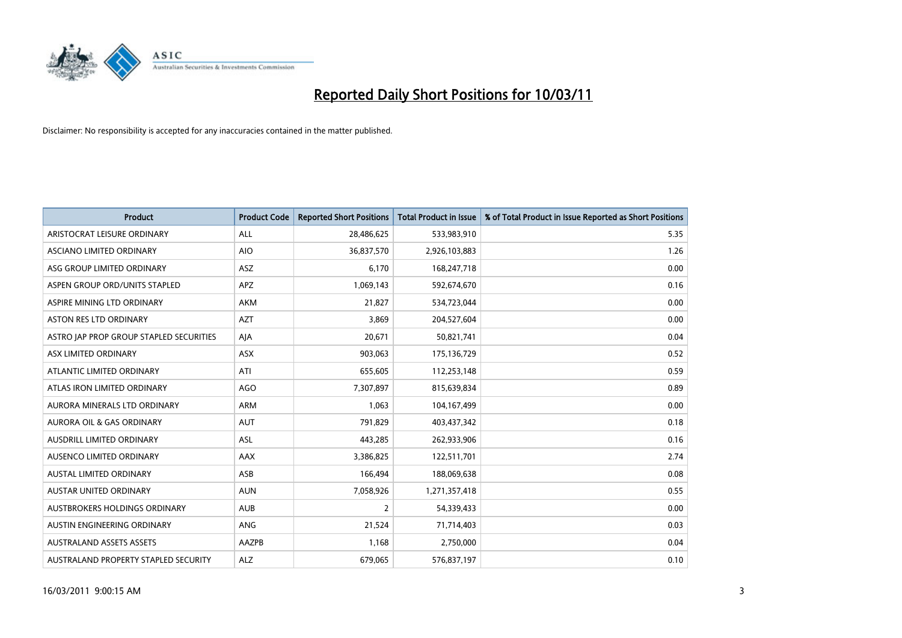# Reported Daily Short Positions for 10/03/11

Disclaimer: No responsibility is accepted for any inaccuracies contained in the matter published.

| Product | Product Code | Reported Short Positions | Total Product in Issue | % of Total Product in Issue Reported as Short Positions |
|---|---|---|---|---|
| ARISTOCRAT LEISURE ORDINARY | ALL | 28,486,625 | 533,983,910 | 5.35 |
| ASCIANO LIMITED ORDINARY | AIO | 36,837,570 | 2,926,103,883 | 1.26 |
| ASG GROUP LIMITED ORDINARY | ASZ | 6,170 | 168,247,718 | 0.00 |
| ASPEN GROUP ORD/UNITS STAPLED | APZ | 1,069,143 | 592,674,670 | 0.16 |
| ASPIRE MINING LTD ORDINARY | AKM | 21,827 | 534,723,044 | 0.00 |
| ASTON RES LTD ORDINARY | AZT | 3,869 | 204,527,604 | 0.00 |
| ASTRO JAP PROP GROUP STAPLED SECURITIES | AJA | 20,671 | 50,821,741 | 0.04 |
| ASX LIMITED ORDINARY | ASX | 903,063 | 175,136,729 | 0.52 |
| ATLANTIC LIMITED ORDINARY | ATI | 655,605 | 112,253,148 | 0.59 |
| ATLAS IRON LIMITED ORDINARY | AGO | 7,307,897 | 815,639,834 | 0.89 |
| AURORA MINERALS LTD ORDINARY | ARM | 1,063 | 104,167,499 | 0.00 |
| AURORA OIL & GAS ORDINARY | AUT | 791,829 | 403,437,342 | 0.18 |
| AUSDRILL LIMITED ORDINARY | ASL | 443,285 | 262,933,906 | 0.16 |
| AUSENCO LIMITED ORDINARY | AAX | 3,386,825 | 122,511,701 | 2.74 |
| AUSTAL LIMITED ORDINARY | ASB | 166,494 | 188,069,638 | 0.08 |
| AUSTAR UNITED ORDINARY | AUN | 7,058,926 | 1,271,357,418 | 0.55 |
| AUSTBROKERS HOLDINGS ORDINARY | AUB | 2 | 54,339,433 | 0.00 |
| AUSTIN ENGINEERING ORDINARY | ANG | 21,524 | 71,714,403 | 0.03 |
| AUSTRALAND ASSETS ASSETS | AAZPB | 1,168 | 2,750,000 | 0.04 |
| AUSTRALAND PROPERTY STAPLED SECURITY | ALZ | 679,065 | 576,837,197 | 0.10 |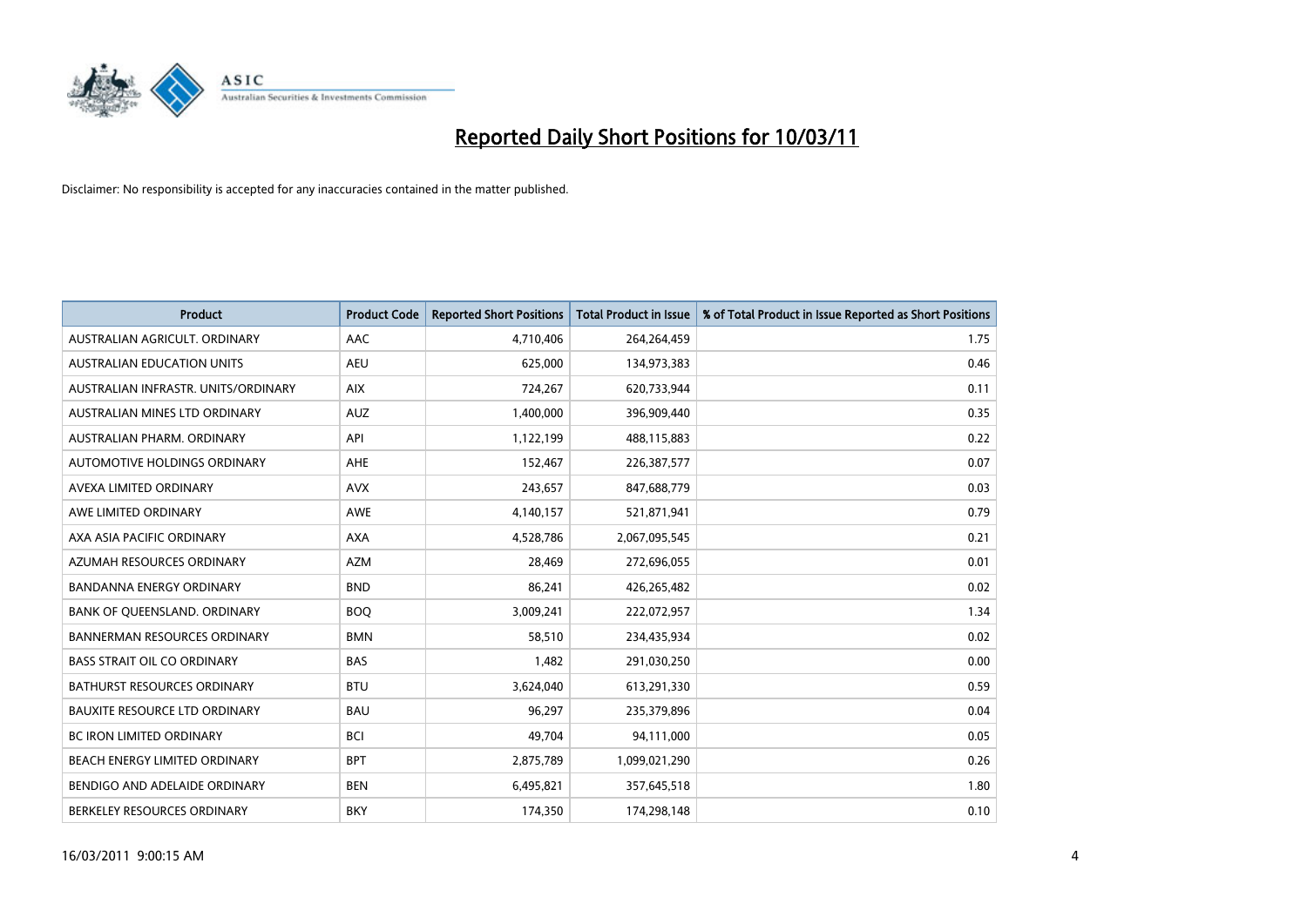# Reported Daily Short Positions for 10/03/11

Disclaimer: No responsibility is accepted for any inaccuracies contained in the matter published.

| Product | Product Code | Reported Short Positions | Total Product in Issue | % of Total Product in Issue Reported as Short Positions |
|---|---|---|---|---|
| AUSTRALIAN AGRICULT. ORDINARY | AAC | 4,710,406 | 264,264,459 | 1.75 |
| AUSTRALIAN EDUCATION UNITS | AEU | 625,000 | 134,973,383 | 0.46 |
| AUSTRALIAN INFRASTR. UNITS/ORDINARY | AIX | 724,267 | 620,733,944 | 0.11 |
| AUSTRALIAN MINES LTD ORDINARY | AUZ | 1,400,000 | 396,909,440 | 0.35 |
| AUSTRALIAN PHARM. ORDINARY | API | 1,122,199 | 488,115,883 | 0.22 |
| AUTOMOTIVE HOLDINGS ORDINARY | AHE | 152,467 | 226,387,577 | 0.07 |
| AVEXA LIMITED ORDINARY | AVX | 243,657 | 847,688,779 | 0.03 |
| AWE LIMITED ORDINARY | AWE | 4,140,157 | 521,871,941 | 0.79 |
| AXA ASIA PACIFIC ORDINARY | AXA | 4,528,786 | 2,067,095,545 | 0.21 |
| AZUMAH RESOURCES ORDINARY | AZM | 28,469 | 272,696,055 | 0.01 |
| BANDANNA ENERGY ORDINARY | BND | 86,241 | 426,265,482 | 0.02 |
| BANK OF QUEENSLAND. ORDINARY | BOQ | 3,009,241 | 222,072,957 | 1.34 |
| BANNERMAN RESOURCES ORDINARY | BMN | 58,510 | 234,435,934 | 0.02 |
| BASS STRAIT OIL CO ORDINARY | BAS | 1,482 | 291,030,250 | 0.00 |
| BATHURST RESOURCES ORDINARY | BTU | 3,624,040 | 613,291,330 | 0.59 |
| BAUXITE RESOURCE LTD ORDINARY | BAU | 96,297 | 235,379,896 | 0.04 |
| BC IRON LIMITED ORDINARY | BCI | 49,704 | 94,111,000 | 0.05 |
| BEACH ENERGY LIMITED ORDINARY | BPT | 2,875,789 | 1,099,021,290 | 0.26 |
| BENDIGO AND ADELAIDE ORDINARY | BEN | 6,495,821 | 357,645,518 | 1.80 |
| BERKELEY RESOURCES ORDINARY | BKY | 174,350 | 174,298,148 | 0.10 |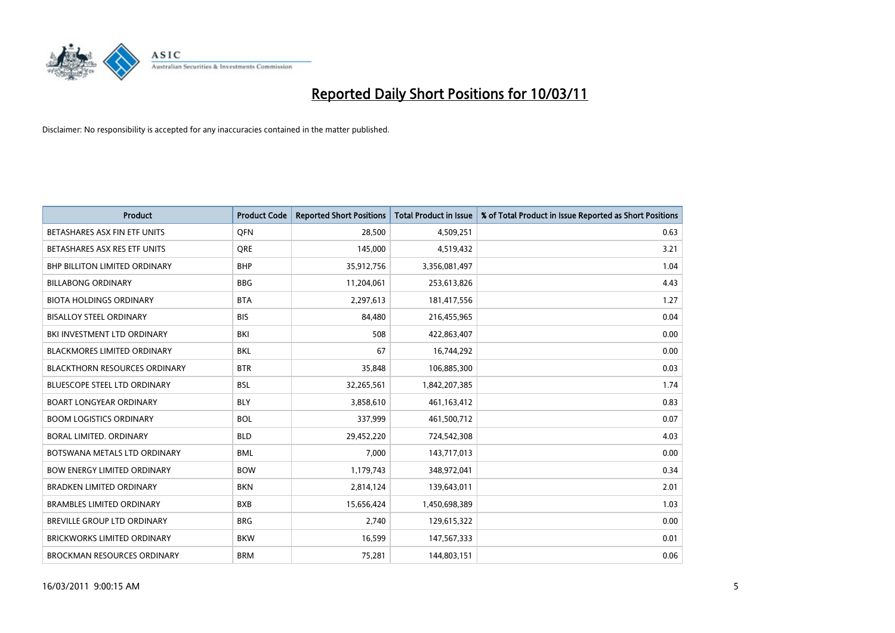# Reported Daily Short Positions for 10/03/11

Disclaimer: No responsibility is accepted for any inaccuracies contained in the matter published.

| Product | Product Code | Reported Short Positions | Total Product in Issue | % of Total Product in Issue Reported as Short Positions |
|---|---|---|---|---|
| BETASHARES ASX FIN ETF UNITS | QFN | 28,500 | 4,509,251 | 0.63 |
| BETASHARES ASX RES ETF UNITS | QRE | 145,000 | 4,519,432 | 3.21 |
| BHP BILLITON LIMITED ORDINARY | BHP | 35,912,756 | 3,356,081,497 | 1.04 |
| BILLABONG ORDINARY | BBG | 11,204,061 | 253,613,826 | 4.43 |
| BIOTA HOLDINGS ORDINARY | BTA | 2,297,613 | 181,417,556 | 1.27 |
| BISALLOY STEEL ORDINARY | BIS | 84,480 | 216,455,965 | 0.04 |
| BKI INVESTMENT LTD ORDINARY | BKI | 508 | 422,863,407 | 0.00 |
| BLACKMORES LIMITED ORDINARY | BKL | 67 | 16,744,292 | 0.00 |
| BLACKTHORN RESOURCES ORDINARY | BTR | 35,848 | 106,885,300 | 0.03 |
| BLUESCOPE STEEL LTD ORDINARY | BSL | 32,265,561 | 1,842,207,385 | 1.74 |
| BOART LONGYEAR ORDINARY | BLY | 3,858,610 | 461,163,412 | 0.83 |
| BOOM LOGISTICS ORDINARY | BOL | 337,999 | 461,500,712 | 0.07 |
| BORAL LIMITED. ORDINARY | BLD | 29,452,220 | 724,542,308 | 4.03 |
| BOTSWANA METALS LTD ORDINARY | BML | 7,000 | 143,717,013 | 0.00 |
| BOW ENERGY LIMITED ORDINARY | BOW | 1,179,743 | 348,972,041 | 0.34 |
| BRADKEN LIMITED ORDINARY | BKN | 2,814,124 | 139,643,011 | 2.01 |
| BRAMBLES LIMITED ORDINARY | BXB | 15,656,424 | 1,450,698,389 | 1.03 |
| BREVILLE GROUP LTD ORDINARY | BRG | 2,740 | 129,615,322 | 0.00 |
| BRICKWORKS LIMITED ORDINARY | BKW | 16,599 | 147,567,333 | 0.01 |
| BROCKMAN RESOURCES ORDINARY | BRM | 75,281 | 144,803,151 | 0.06 |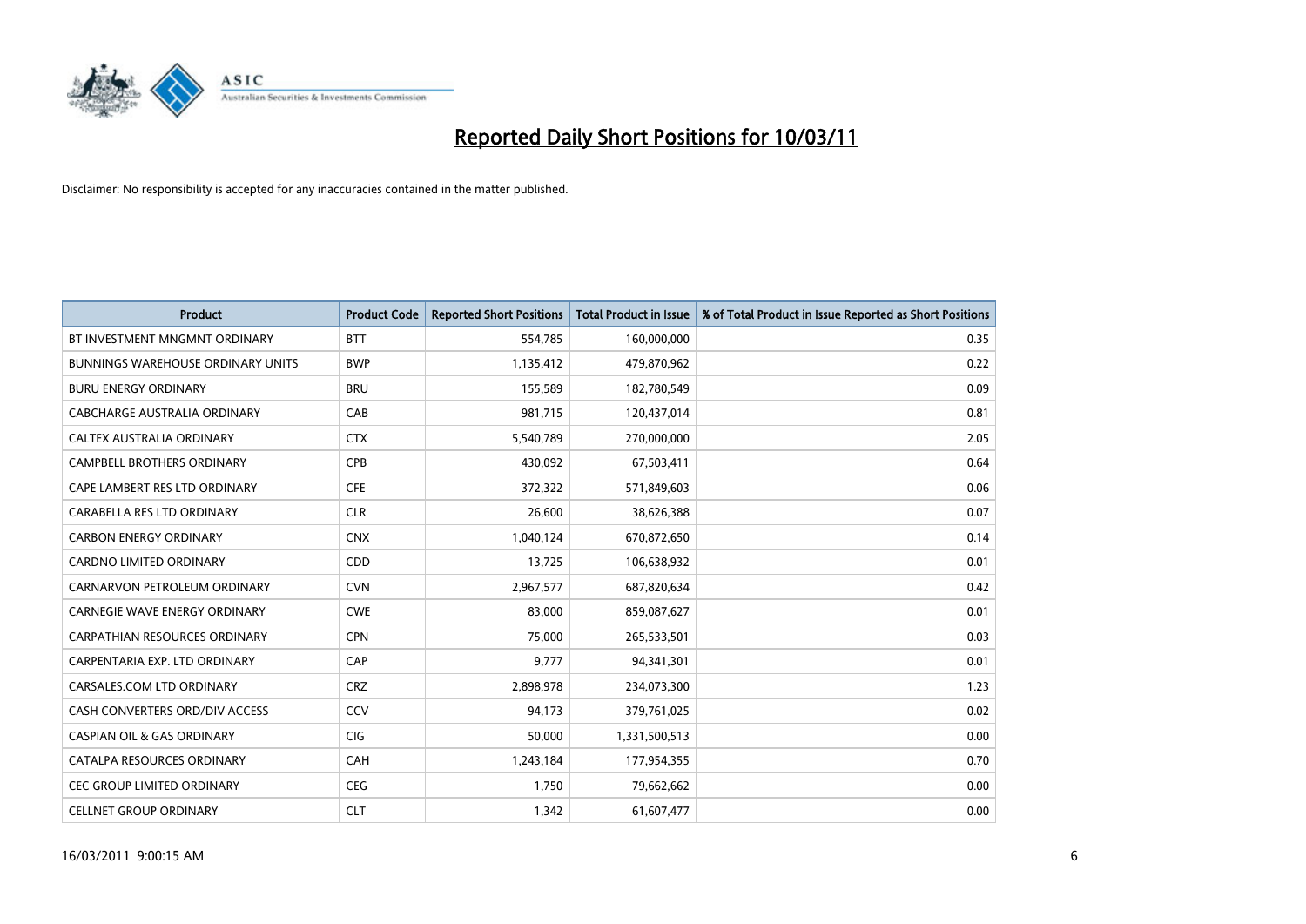# Reported Daily Short Positions for 10/03/11

Disclaimer: No responsibility is accepted for any inaccuracies contained in the matter published.

| Product | Product Code | Reported Short Positions | Total Product in Issue | % of Total Product in Issue Reported as Short Positions |
|---|---|---|---|---|
| BT INVESTMENT MNGMNT ORDINARY | BTT | 554,785 | 160,000,000 | 0.35 |
| BUNNINGS WAREHOUSE ORDINARY UNITS | BWP | 1,135,412 | 479,870,962 | 0.22 |
| BURU ENERGY ORDINARY | BRU | 155,589 | 182,780,549 | 0.09 |
| CABCHARGE AUSTRALIA ORDINARY | CAB | 981,715 | 120,437,014 | 0.81 |
| CALTEX AUSTRALIA ORDINARY | CTX | 5,540,789 | 270,000,000 | 2.05 |
| CAMPBELL BROTHERS ORDINARY | CPB | 430,092 | 67,503,411 | 0.64 |
| CAPE LAMBERT RES LTD ORDINARY | CFE | 372,322 | 571,849,603 | 0.06 |
| CARABELLA RES LTD ORDINARY | CLR | 26,600 | 38,626,388 | 0.07 |
| CARBON ENERGY ORDINARY | CNX | 1,040,124 | 670,872,650 | 0.14 |
| CARDNO LIMITED ORDINARY | CDD | 13,725 | 106,638,932 | 0.01 |
| CARNARVON PETROLEUM ORDINARY | CVN | 2,967,577 | 687,820,634 | 0.42 |
| CARNEGIE WAVE ENERGY ORDINARY | CWE | 83,000 | 859,087,627 | 0.01 |
| CARPATHIAN RESOURCES ORDINARY | CPN | 75,000 | 265,533,501 | 0.03 |
| CARPENTARIA EXP. LTD ORDINARY | CAP | 9,777 | 94,341,301 | 0.01 |
| CARSALES.COM LTD ORDINARY | CRZ | 2,898,978 | 234,073,300 | 1.23 |
| CASH CONVERTERS ORD/DIV ACCESS | CCV | 94,173 | 379,761,025 | 0.02 |
| CASPIAN OIL & GAS ORDINARY | CIG | 50,000 | 1,331,500,513 | 0.00 |
| CATALPA RESOURCES ORDINARY | CAH | 1,243,184 | 177,954,355 | 0.70 |
| CEC GROUP LIMITED ORDINARY | CEG | 1,750 | 79,662,662 | 0.00 |
| CELLNET GROUP ORDINARY | CLT | 1,342 | 61,607,477 | 0.00 |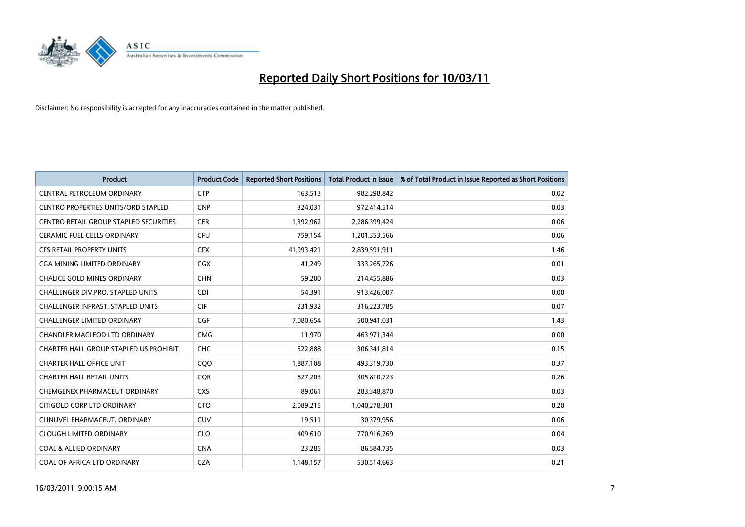# Reported Daily Short Positions for 10/03/11

Disclaimer: No responsibility is accepted for any inaccuracies contained in the matter published.

| Product | Product Code | Reported Short Positions | Total Product in Issue | % of Total Product in Issue Reported as Short Positions |
|---|---|---|---|---|
| CENTRAL PETROLEUM ORDINARY | CTP | 163,513 | 982,298,842 | 0.02 |
| CENTRO PROPERTIES UNITS/ORD STAPLED | CNP | 324,031 | 972,414,514 | 0.03 |
| CENTRO RETAIL GROUP STAPLED SECURITIES | CER | 1,392,962 | 2,286,399,424 | 0.06 |
| CERAMIC FUEL CELLS ORDINARY | CFU | 759,154 | 1,201,353,566 | 0.06 |
| CFS RETAIL PROPERTY UNITS | CFX | 41,993,421 | 2,839,591,911 | 1.46 |
| CGA MINING LIMITED ORDINARY | CGX | 41,249 | 333,265,726 | 0.01 |
| CHALICE GOLD MINES ORDINARY | CHN | 59,200 | 214,455,886 | 0.03 |
| CHALLENGER DIV.PRO. STAPLED UNITS | CDI | 54,391 | 913,426,007 | 0.00 |
| CHALLENGER INFRAST. STAPLED UNITS | CIF | 231,932 | 316,223,785 | 0.07 |
| CHALLENGER LIMITED ORDINARY | CGF | 7,080,654 | 500,941,031 | 1.43 |
| CHANDLER MACLEOD LTD ORDINARY | CMG | 11,970 | 463,971,344 | 0.00 |
| CHARTER HALL GROUP STAPLED US PROHIBIT. | CHC | 522,888 | 306,341,814 | 0.15 |
| CHARTER HALL OFFICE UNIT | CQO | 1,887,108 | 493,319,730 | 0.37 |
| CHARTER HALL RETAIL UNITS | CQR | 827,203 | 305,810,723 | 0.26 |
| CHEMGENEX PHARMACEUT ORDINARY | CXS | 89,061 | 283,348,870 | 0.03 |
| CITIGOLD CORP LTD ORDINARY | CTO | 2,089,215 | 1,040,278,301 | 0.20 |
| CLINUVEL PHARMACEUT. ORDINARY | CUV | 19,511 | 30,379,956 | 0.06 |
| CLOUGH LIMITED ORDINARY | CLO | 409,610 | 770,916,269 | 0.04 |
| COAL & ALLIED ORDINARY | CNA | 23,285 | 86,584,735 | 0.03 |
| COAL OF AFRICA LTD ORDINARY | CZA | 1,148,157 | 530,514,663 | 0.21 |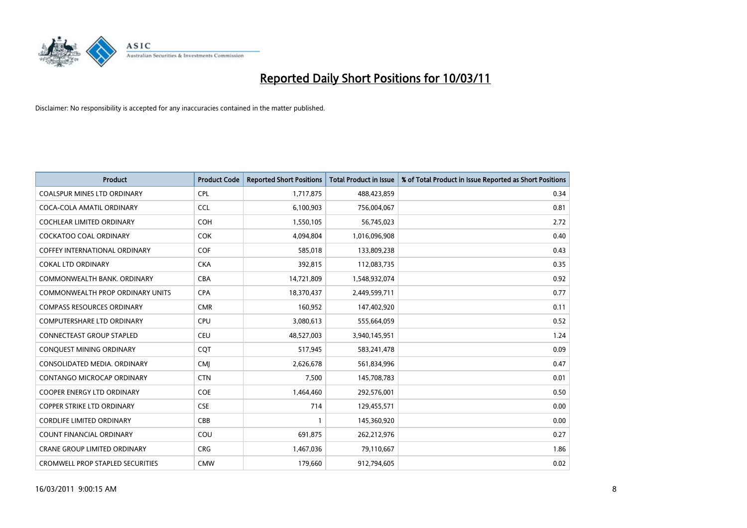# Reported Daily Short Positions for 10/03/11

Disclaimer: No responsibility is accepted for any inaccuracies contained in the matter published.

| Product | Product Code | Reported Short Positions | Total Product in Issue | % of Total Product in Issue Reported as Short Positions |
|---|---|---|---|---|
| COALSPUR MINES LTD ORDINARY | CPL | 1,717,875 | 488,423,859 | 0.34 |
| COCA-COLA AMATIL ORDINARY | CCL | 6,100,903 | 756,004,067 | 0.81 |
| COCHLEAR LIMITED ORDINARY | COH | 1,550,105 | 56,745,023 | 2.72 |
| COCKATOO COAL ORDINARY | COK | 4,094,804 | 1,016,096,908 | 0.40 |
| COFFEY INTERNATIONAL ORDINARY | COF | 585,018 | 133,809,238 | 0.43 |
| COKAL LTD ORDINARY | CKA | 392,815 | 112,083,735 | 0.35 |
| COMMONWEALTH BANK. ORDINARY | CBA | 14,721,809 | 1,548,932,074 | 0.92 |
| COMMONWEALTH PROP ORDINARY UNITS | CPA | 18,370,437 | 2,449,599,711 | 0.77 |
| COMPASS RESOURCES ORDINARY | CMR | 160,952 | 147,402,920 | 0.11 |
| COMPUTERSHARE LTD ORDINARY | CPU | 3,080,613 | 555,664,059 | 0.52 |
| CONNECTEAST GROUP STAPLED | CEU | 48,527,003 | 3,940,145,951 | 1.24 |
| CONQUEST MINING ORDINARY | CQT | 517,945 | 583,241,478 | 0.09 |
| CONSOLIDATED MEDIA. ORDINARY | CMJ | 2,626,678 | 561,834,996 | 0.47 |
| CONTANGO MICROCAP ORDINARY | CTN | 7,500 | 145,708,783 | 0.01 |
| COOPER ENERGY LTD ORDINARY | COE | 1,464,460 | 292,576,001 | 0.50 |
| COPPER STRIKE LTD ORDINARY | CSE | 714 | 129,455,571 | 0.00 |
| CORDLIFE LIMITED ORDINARY | CBB | 1 | 145,360,920 | 0.00 |
| COUNT FINANCIAL ORDINARY | COU | 691,875 | 262,212,976 | 0.27 |
| CRANE GROUP LIMITED ORDINARY | CRG | 1,467,036 | 79,110,667 | 1.86 |
| CROMWELL PROP STAPLED SECURITIES | CMW | 179,660 | 912,794,605 | 0.02 |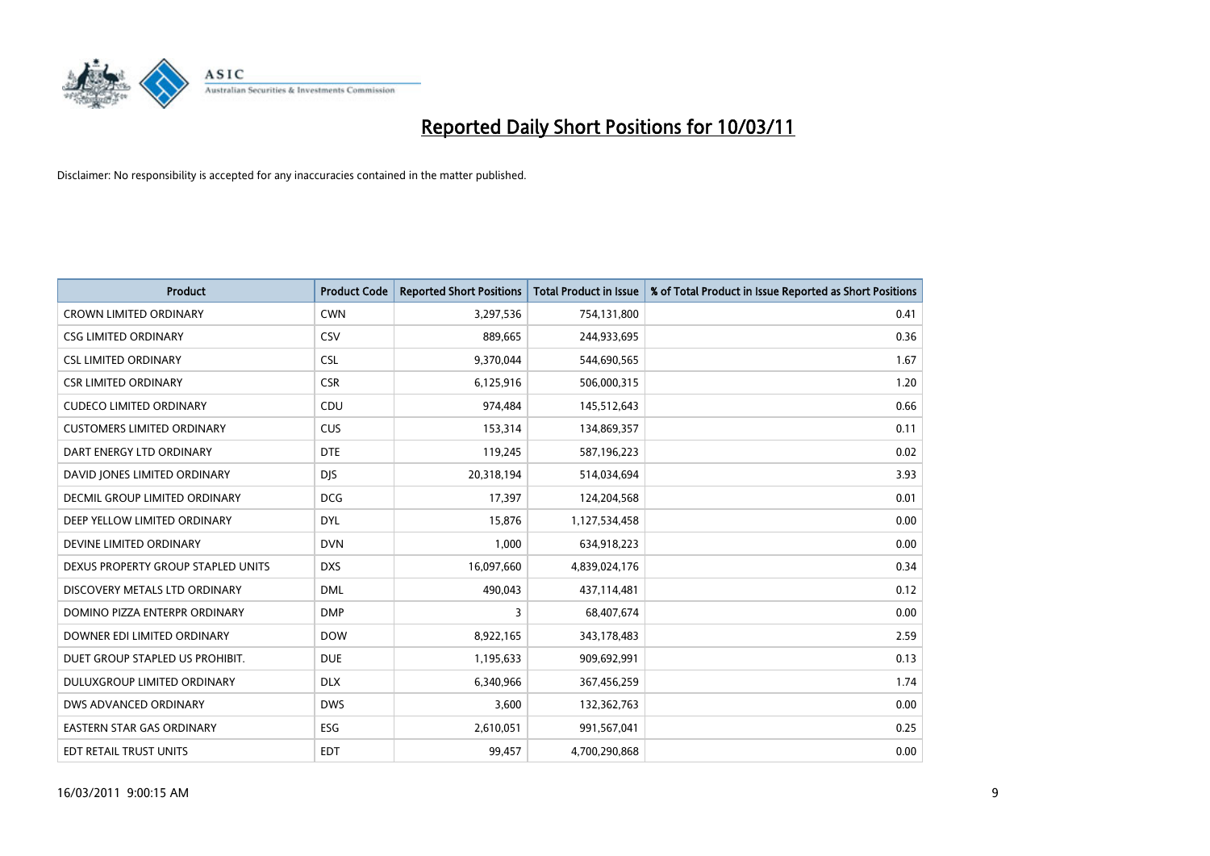# Reported Daily Short Positions for 10/03/11

Disclaimer: No responsibility is accepted for any inaccuracies contained in the matter published.

| Product | Product Code | Reported Short Positions | Total Product in Issue | % of Total Product in Issue Reported as Short Positions |
|---|---|---|---|---|
| CROWN LIMITED ORDINARY | CWN | 3,297,536 | 754,131,800 | 0.41 |
| CSG LIMITED ORDINARY | CSV | 889,665 | 244,933,695 | 0.36 |
| CSL LIMITED ORDINARY | CSL | 9,370,044 | 544,690,565 | 1.67 |
| CSR LIMITED ORDINARY | CSR | 6,125,916 | 506,000,315 | 1.20 |
| CUDECO LIMITED ORDINARY | CDU | 974,484 | 145,512,643 | 0.66 |
| CUSTOMERS LIMITED ORDINARY | CUS | 153,314 | 134,869,357 | 0.11 |
| DART ENERGY LTD ORDINARY | DTE | 119,245 | 587,196,223 | 0.02 |
| DAVID JONES LIMITED ORDINARY | DJS | 20,318,194 | 514,034,694 | 3.93 |
| DECMIL GROUP LIMITED ORDINARY | DCG | 17,397 | 124,204,568 | 0.01 |
| DEEP YELLOW LIMITED ORDINARY | DYL | 15,876 | 1,127,534,458 | 0.00 |
| DEVINE LIMITED ORDINARY | DVN | 1,000 | 634,918,223 | 0.00 |
| DEXUS PROPERTY GROUP STAPLED UNITS | DXS | 16,097,660 | 4,839,024,176 | 0.34 |
| DISCOVERY METALS LTD ORDINARY | DML | 490,043 | 437,114,481 | 0.12 |
| DOMINO PIZZA ENTERPR ORDINARY | DMP | 3 | 68,407,674 | 0.00 |
| DOWNER EDI LIMITED ORDINARY | DOW | 8,922,165 | 343,178,483 | 2.59 |
| DUET GROUP STAPLED US PROHIBIT. | DUE | 1,195,633 | 909,692,991 | 0.13 |
| DULUXGROUP LIMITED ORDINARY | DLX | 6,340,966 | 367,456,259 | 1.74 |
| DWS ADVANCED ORDINARY | DWS | 3,600 | 132,362,763 | 0.00 |
| EASTERN STAR GAS ORDINARY | ESG | 2,610,051 | 991,567,041 | 0.25 |
| EDT RETAIL TRUST UNITS | EDT | 99,457 | 4,700,290,868 | 0.00 |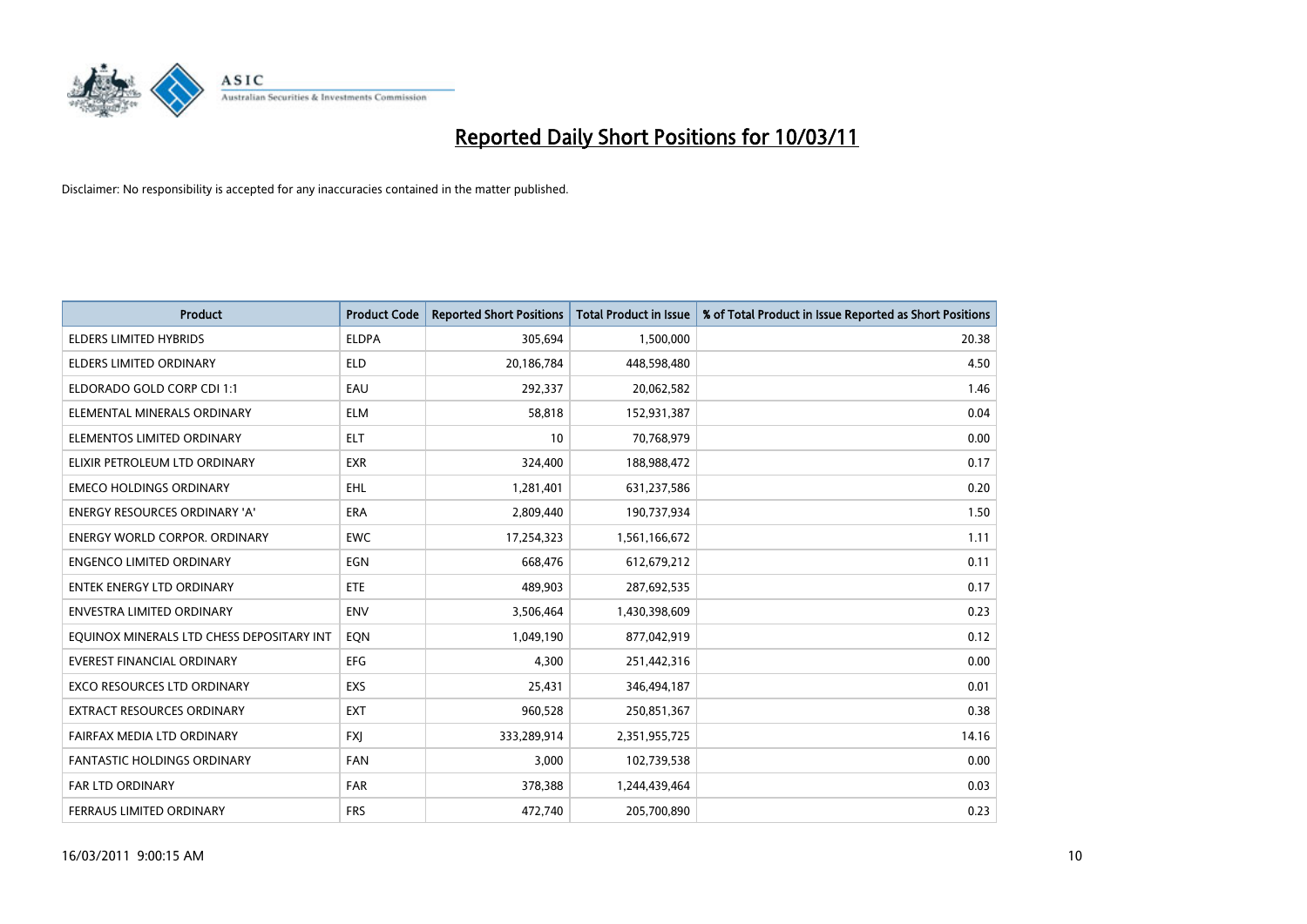# Reported Daily Short Positions for 10/03/11

Disclaimer: No responsibility is accepted for any inaccuracies contained in the matter published.

| Product | Product Code | Reported Short Positions | Total Product in Issue | % of Total Product in Issue Reported as Short Positions |
|---|---|---|---|---|
| ELDERS LIMITED HYBRIDS | ELDPA | 305,694 | 1,500,000 | 20.38 |
| ELDERS LIMITED ORDINARY | ELD | 20,186,784 | 448,598,480 | 4.50 |
| ELDORADO GOLD CORP CDI 1:1 | EAU | 292,337 | 20,062,582 | 1.46 |
| ELEMENTAL MINERALS ORDINARY | ELM | 58,818 | 152,931,387 | 0.04 |
| ELEMENTOS LIMITED ORDINARY | ELT | 10 | 70,768,979 | 0.00 |
| ELIXIR PETROLEUM LTD ORDINARY | EXR | 324,400 | 188,988,472 | 0.17 |
| EMECO HOLDINGS ORDINARY | EHL | 1,281,401 | 631,237,586 | 0.20 |
| ENERGY RESOURCES ORDINARY 'A' | ERA | 2,809,440 | 190,737,934 | 1.50 |
| ENERGY WORLD CORPOR. ORDINARY | EWC | 17,254,323 | 1,561,166,672 | 1.11 |
| ENGENCO LIMITED ORDINARY | EGN | 668,476 | 612,679,212 | 0.11 |
| ENTEK ENERGY LTD ORDINARY | ETE | 489,903 | 287,692,535 | 0.17 |
| ENVESTRA LIMITED ORDINARY | ENV | 3,506,464 | 1,430,398,609 | 0.23 |
| EQUINOX MINERALS LTD CHESS DEPOSITARY INT | EQN | 1,049,190 | 877,042,919 | 0.12 |
| EVEREST FINANCIAL ORDINARY | EFG | 4,300 | 251,442,316 | 0.00 |
| EXCO RESOURCES LTD ORDINARY | EXS | 25,431 | 346,494,187 | 0.01 |
| EXTRACT RESOURCES ORDINARY | EXT | 960,528 | 250,851,367 | 0.38 |
| FAIRFAX MEDIA LTD ORDINARY | FXJ | 333,289,914 | 2,351,955,725 | 14.16 |
| FANTASTIC HOLDINGS ORDINARY | FAN | 3,000 | 102,739,538 | 0.00 |
| FAR LTD ORDINARY | FAR | 378,388 | 1,244,439,464 | 0.03 |
| FERRAUS LIMITED ORDINARY | FRS | 472,740 | 205,700,890 | 0.23 |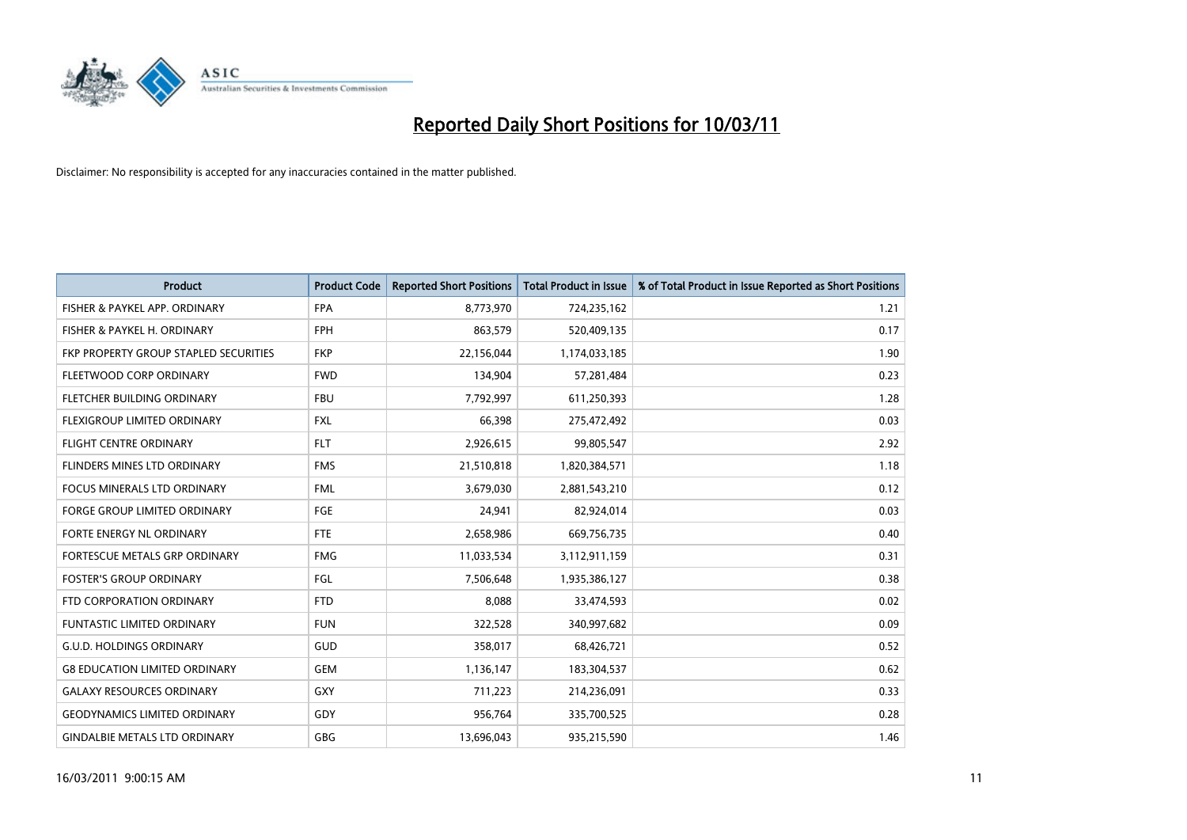# Reported Daily Short Positions for 10/03/11

Disclaimer: No responsibility is accepted for any inaccuracies contained in the matter published.

| Product | Product Code | Reported Short Positions | Total Product in Issue | % of Total Product in Issue Reported as Short Positions |
|---|---|---|---|---|
| FISHER & PAYKEL APP. ORDINARY | FPA | 8,773,970 | 724,235,162 | 1.21 |
| FISHER & PAYKEL H. ORDINARY | FPH | 863,579 | 520,409,135 | 0.17 |
| FKP PROPERTY GROUP STAPLED SECURITIES | FKP | 22,156,044 | 1,174,033,185 | 1.90 |
| FLEETWOOD CORP ORDINARY | FWD | 134,904 | 57,281,484 | 0.23 |
| FLETCHER BUILDING ORDINARY | FBU | 7,792,997 | 611,250,393 | 1.28 |
| FLEXIGROUP LIMITED ORDINARY | FXL | 66,398 | 275,472,492 | 0.03 |
| FLIGHT CENTRE ORDINARY | FLT | 2,926,615 | 99,805,547 | 2.92 |
| FLINDERS MINES LTD ORDINARY | FMS | 21,510,818 | 1,820,384,571 | 1.18 |
| FOCUS MINERALS LTD ORDINARY | FML | 3,679,030 | 2,881,543,210 | 0.12 |
| FORGE GROUP LIMITED ORDINARY | FGE | 24,941 | 82,924,014 | 0.03 |
| FORTE ENERGY NL ORDINARY | FTE | 2,658,986 | 669,756,735 | 0.40 |
| FORTESCUE METALS GRP ORDINARY | FMG | 11,033,534 | 3,112,911,159 | 0.31 |
| FOSTER'S GROUP ORDINARY | FGL | 7,506,648 | 1,935,386,127 | 0.38 |
| FTD CORPORATION ORDINARY | FTD | 8,088 | 33,474,593 | 0.02 |
| FUNTASTIC LIMITED ORDINARY | FUN | 322,528 | 340,997,682 | 0.09 |
| G.U.D. HOLDINGS ORDINARY | GUD | 358,017 | 68,426,721 | 0.52 |
| G8 EDUCATION LIMITED ORDINARY | GEM | 1,136,147 | 183,304,537 | 0.62 |
| GALAXY RESOURCES ORDINARY | GXY | 711,223 | 214,236,091 | 0.33 |
| GEODYNAMICS LIMITED ORDINARY | GDY | 956,764 | 335,700,525 | 0.28 |
| GINDALBIE METALS LTD ORDINARY | GBG | 13,696,043 | 935,215,590 | 1.46 |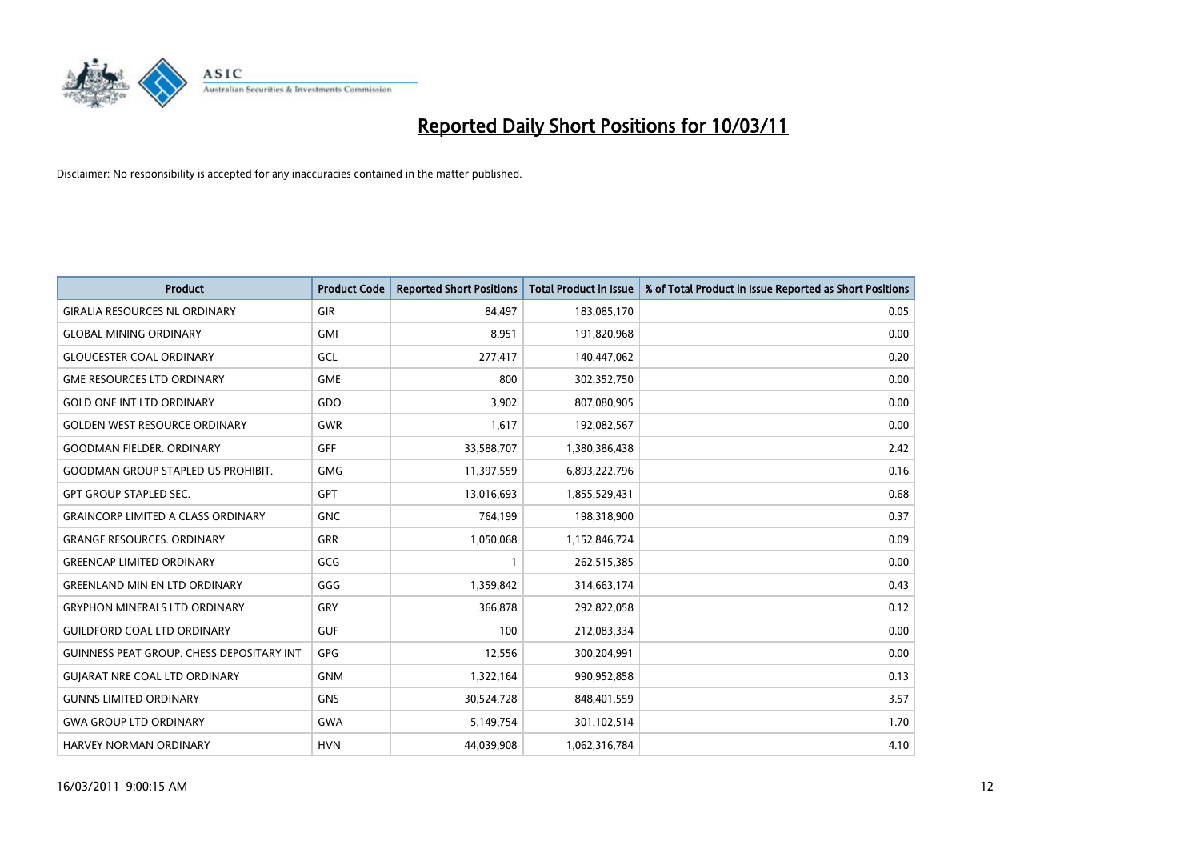# Reported Daily Short Positions for 10/03/11

Disclaimer: No responsibility is accepted for any inaccuracies contained in the matter published.

| Product | Product Code | Reported Short Positions | Total Product in Issue | % of Total Product in Issue Reported as Short Positions |
|---|---|---|---|---|
| GIRALIA RESOURCES NL ORDINARY | GIR | 84,497 | 183,085,170 | 0.05 |
| GLOBAL MINING ORDINARY | GMI | 8,951 | 191,820,968 | 0.00 |
| GLOUCESTER COAL ORDINARY | GCL | 277,417 | 140,447,062 | 0.20 |
| GME RESOURCES LTD ORDINARY | GME | 800 | 302,352,750 | 0.00 |
| GOLD ONE INT LTD ORDINARY | GDO | 3,902 | 807,080,905 | 0.00 |
| GOLDEN WEST RESOURCE ORDINARY | GWR | 1,617 | 192,082,567 | 0.00 |
| GOODMAN FIELDER. ORDINARY | GFF | 33,588,707 | 1,380,386,438 | 2.42 |
| GOODMAN GROUP STAPLED US PROHIBIT. | GMG | 11,397,559 | 6,893,222,796 | 0.16 |
| GPT GROUP STAPLED SEC. | GPT | 13,016,693 | 1,855,529,431 | 0.68 |
| GRAINCORP LIMITED A CLASS ORDINARY | GNC | 764,199 | 198,318,900 | 0.37 |
| GRANGE RESOURCES. ORDINARY | GRR | 1,050,068 | 1,152,846,724 | 0.09 |
| GREENCAP LIMITED ORDINARY | GCG | 1 | 262,515,385 | 0.00 |
| GREENLAND MIN EN LTD ORDINARY | GGG | 1,359,842 | 314,663,174 | 0.43 |
| GRYPHON MINERALS LTD ORDINARY | GRY | 366,878 | 292,822,058 | 0.12 |
| GUILDFORD COAL LTD ORDINARY | GUF | 100 | 212,083,334 | 0.00 |
| GUINNESS PEAT GROUP. CHESS DEPOSITARY INT | GPG | 12,556 | 300,204,991 | 0.00 |
| GUJARAT NRE COAL LTD ORDINARY | GNM | 1,322,164 | 990,952,858 | 0.13 |
| GUNNS LIMITED ORDINARY | GNS | 30,524,728 | 848,401,559 | 3.57 |
| GWA GROUP LTD ORDINARY | GWA | 5,149,754 | 301,102,514 | 1.70 |
| HARVEY NORMAN ORDINARY | HVN | 44,039,908 | 1,062,316,784 | 4.10 |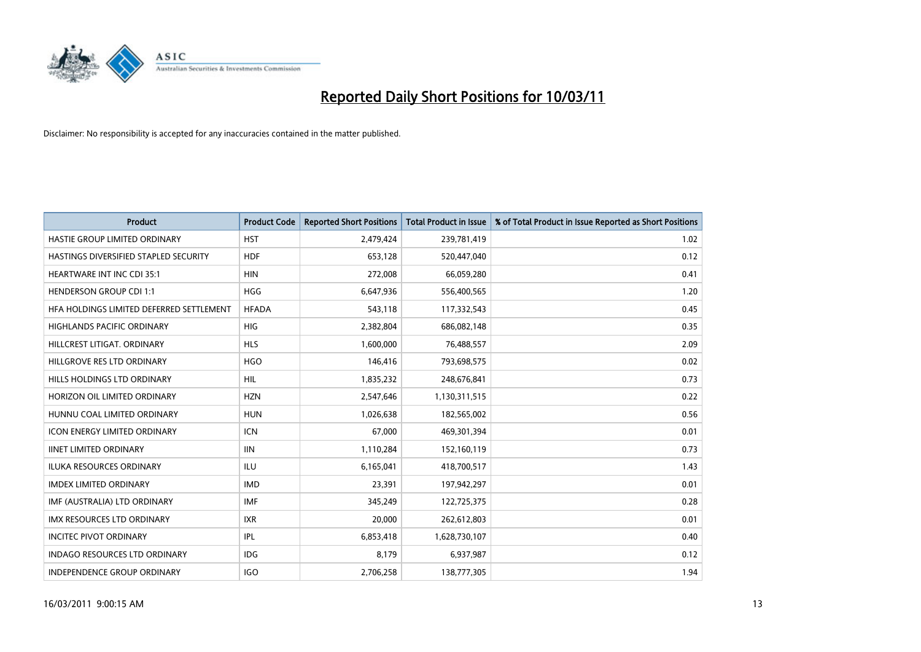# Reported Daily Short Positions for 10/03/11

Disclaimer: No responsibility is accepted for any inaccuracies contained in the matter published.

| Product | Product Code | Reported Short Positions | Total Product in Issue | % of Total Product in Issue Reported as Short Positions |
|---|---|---|---|---|
| HASTIE GROUP LIMITED ORDINARY | HST | 2,479,424 | 239,781,419 | 1.02 |
| HASTINGS DIVERSIFIED STAPLED SECURITY | HDF | 653,128 | 520,447,040 | 0.12 |
| HEARTWARE INT INC CDI 35:1 | HIN | 272,008 | 66,059,280 | 0.41 |
| HENDERSON GROUP CDI 1:1 | HGG | 6,647,936 | 556,400,565 | 1.20 |
| HFA HOLDINGS LIMITED DEFERRED SETTLEMENT | HFADA | 543,118 | 117,332,543 | 0.45 |
| HIGHLANDS PACIFIC ORDINARY | HIG | 2,382,804 | 686,082,148 | 0.35 |
| HILLCREST LITIGAT. ORDINARY | HLS | 1,600,000 | 76,488,557 | 2.09 |
| HILLGROVE RES LTD ORDINARY | HGO | 146,416 | 793,698,575 | 0.02 |
| HILLS HOLDINGS LTD ORDINARY | HIL | 1,835,232 | 248,676,841 | 0.73 |
| HORIZON OIL LIMITED ORDINARY | HZN | 2,547,646 | 1,130,311,515 | 0.22 |
| HUNNU COAL LIMITED ORDINARY | HUN | 1,026,638 | 182,565,002 | 0.56 |
| ICON ENERGY LIMITED ORDINARY | ICN | 67,000 | 469,301,394 | 0.01 |
| IINET LIMITED ORDINARY | IIN | 1,110,284 | 152,160,119 | 0.73 |
| ILUKA RESOURCES ORDINARY | ILU | 6,165,041 | 418,700,517 | 1.43 |
| IMDEX LIMITED ORDINARY | IMD | 23,391 | 197,942,297 | 0.01 |
| IMF (AUSTRALIA) LTD ORDINARY | IMF | 345,249 | 122,725,375 | 0.28 |
| IMX RESOURCES LTD ORDINARY | IXR | 20,000 | 262,612,803 | 0.01 |
| INCITEC PIVOT ORDINARY | IPL | 6,853,418 | 1,628,730,107 | 0.40 |
| INDAGO RESOURCES LTD ORDINARY | IDG | 8,179 | 6,937,987 | 0.12 |
| INDEPENDENCE GROUP ORDINARY | IGO | 2,706,258 | 138,777,305 | 1.94 |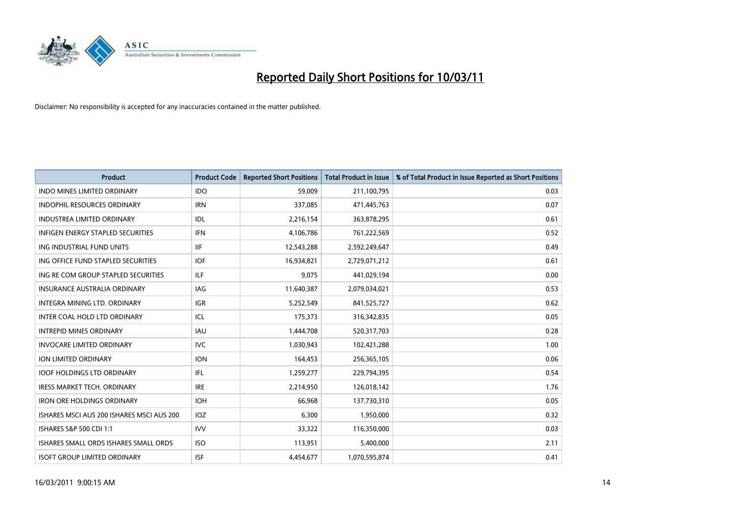# Reported Daily Short Positions for 10/03/11

Disclaimer: No responsibility is accepted for any inaccuracies contained in the matter published.

| Product | Product Code | Reported Short Positions | Total Product in Issue | % of Total Product in Issue Reported as Short Positions |
|---|---|---|---|---|
| INDO MINES LIMITED ORDINARY | IDO | 59,009 | 211,100,795 | 0.03 |
| INDOPHIL RESOURCES ORDINARY | IRN | 337,085 | 471,445,763 | 0.07 |
| INDUSTREA LIMITED ORDINARY | IDL | 2,216,154 | 363,878,295 | 0.61 |
| INFIGEN ENERGY STAPLED SECURITIES | IFN | 4,106,786 | 761,222,569 | 0.52 |
| ING INDUSTRIAL FUND UNITS | IIF | 12,543,288 | 2,592,249,647 | 0.49 |
| ING OFFICE FUND STAPLED SECURITIES | IOF | 16,934,821 | 2,729,071,212 | 0.61 |
| ING RE COM GROUP STAPLED SECURITIES | ILF | 9,075 | 441,029,194 | 0.00 |
| INSURANCE AUSTRALIA ORDINARY | IAG | 11,640,387 | 2,079,034,021 | 0.53 |
| INTEGRA MINING LTD. ORDINARY | IGR | 5,252,549 | 841,525,727 | 0.62 |
| INTER COAL HOLD LTD ORDINARY | ICL | 175,373 | 316,342,835 | 0.05 |
| INTREPID MINES ORDINARY | IAU | 1,444,708 | 520,317,703 | 0.28 |
| INVOCARE LIMITED ORDINARY | IVC | 1,030,943 | 102,421,288 | 1.00 |
| ION LIMITED ORDINARY | ION | 164,453 | 256,365,105 | 0.06 |
| IOOF HOLDINGS LTD ORDINARY | IFL | 1,259,277 | 229,794,395 | 0.54 |
| IRESS MARKET TECH. ORDINARY | IRE | 2,214,950 | 126,018,142 | 1.76 |
| IRON ORE HOLDINGS ORDINARY | IOH | 66,968 | 137,730,310 | 0.05 |
| ISHARES MSCI AUS 200 ISHARES MSCI AUS 200 | IOZ | 6,300 | 1,950,000 | 0.32 |
| ISHARES S&P 500 CDI 1:1 | IVV | 33,322 | 116,350,000 | 0.03 |
| ISHARES SMALL ORDS ISHARES SMALL ORDS | ISO | 113,951 | 5,400,000 | 2.11 |
| ISOFT GROUP LIMITED ORDINARY | ISF | 4,454,677 | 1,070,595,874 | 0.41 |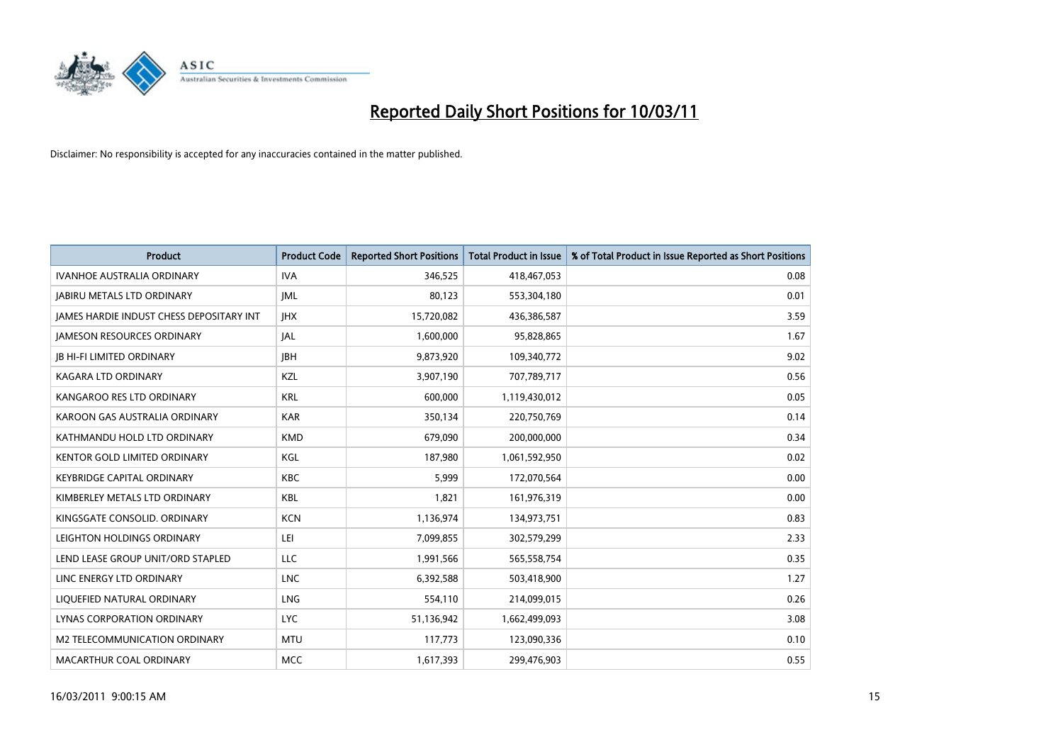# Reported Daily Short Positions for 10/03/11

Disclaimer: No responsibility is accepted for any inaccuracies contained in the matter published.

| Product | Product Code | Reported Short Positions | Total Product in Issue | % of Total Product in Issue Reported as Short Positions |
|---|---|---|---|---|
| IVANHOE AUSTRALIA ORDINARY | IVA | 346,525 | 418,467,053 | 0.08 |
| JABIRU METALS LTD ORDINARY | JML | 80,123 | 553,304,180 | 0.01 |
| JAMES HARDIE INDUST CHESS DEPOSITARY INT | JHX | 15,720,082 | 436,386,587 | 3.59 |
| JAMESON RESOURCES ORDINARY | JAL | 1,600,000 | 95,828,865 | 1.67 |
| JB HI-FI LIMITED ORDINARY | JBH | 9,873,920 | 109,340,772 | 9.02 |
| KAGARA LTD ORDINARY | KZL | 3,907,190 | 707,789,717 | 0.56 |
| KANGAROO RES LTD ORDINARY | KRL | 600,000 | 1,119,430,012 | 0.05 |
| KAROON GAS AUSTRALIA ORDINARY | KAR | 350,134 | 220,750,769 | 0.14 |
| KATHMANDU HOLD LTD ORDINARY | KMD | 679,090 | 200,000,000 | 0.34 |
| KENTOR GOLD LIMITED ORDINARY | KGL | 187,980 | 1,061,592,950 | 0.02 |
| KEYBRIDGE CAPITAL ORDINARY | KBC | 5,999 | 172,070,564 | 0.00 |
| KIMBERLEY METALS LTD ORDINARY | KBL | 1,821 | 161,976,319 | 0.00 |
| KINGSGATE CONSOLID. ORDINARY | KCN | 1,136,974 | 134,973,751 | 0.83 |
| LEIGHTON HOLDINGS ORDINARY | LEI | 7,099,855 | 302,579,299 | 2.33 |
| LEND LEASE GROUP UNIT/ORD STAPLED | LLC | 1,991,566 | 565,558,754 | 0.35 |
| LINC ENERGY LTD ORDINARY | LNC | 6,392,588 | 503,418,900 | 1.27 |
| LIQUEFIED NATURAL ORDINARY | LNG | 554,110 | 214,099,015 | 0.26 |
| LYNAS CORPORATION ORDINARY | LYC | 51,136,942 | 1,662,499,093 | 3.08 |
| M2 TELECOMMUNICATION ORDINARY | MTU | 117,773 | 123,090,336 | 0.10 |
| MACARTHUR COAL ORDINARY | MCC | 1,617,393 | 299,476,903 | 0.55 |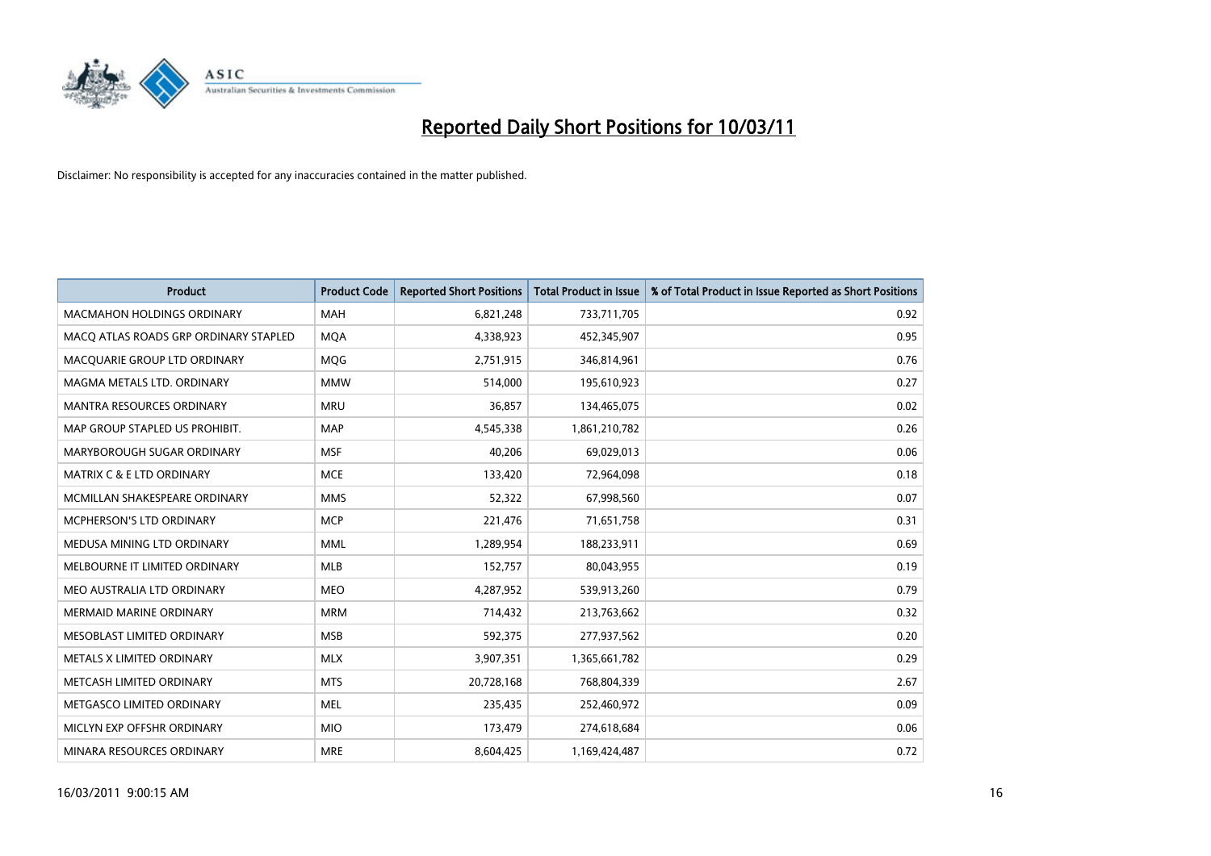# Reported Daily Short Positions for 10/03/11

Disclaimer: No responsibility is accepted for any inaccuracies contained in the matter published.

| Product | Product Code | Reported Short Positions | Total Product in Issue | % of Total Product in Issue Reported as Short Positions |
|---|---|---|---|---|
| MACMAHON HOLDINGS ORDINARY | MAH | 6,821,248 | 733,711,705 | 0.92 |
| MACQ ATLAS ROADS GRP ORDINARY STAPLED | MQA | 4,338,923 | 452,345,907 | 0.95 |
| MACQUARIE GROUP LTD ORDINARY | MQG | 2,751,915 | 346,814,961 | 0.76 |
| MAGMA METALS LTD. ORDINARY | MMW | 514,000 | 195,610,923 | 0.27 |
| MANTRA RESOURCES ORDINARY | MRU | 36,857 | 134,465,075 | 0.02 |
| MAP GROUP STAPLED US PROHIBIT. | MAP | 4,545,338 | 1,861,210,782 | 0.26 |
| MARYBOROUGH SUGAR ORDINARY | MSF | 40,206 | 69,029,013 | 0.06 |
| MATRIX C & E LTD ORDINARY | MCE | 133,420 | 72,964,098 | 0.18 |
| MCMILLAN SHAKESPEARE ORDINARY | MMS | 52,322 | 67,998,560 | 0.07 |
| MCPHERSON'S LTD ORDINARY | MCP | 221,476 | 71,651,758 | 0.31 |
| MEDUSA MINING LTD ORDINARY | MML | 1,289,954 | 188,233,911 | 0.69 |
| MELBOURNE IT LIMITED ORDINARY | MLB | 152,757 | 80,043,955 | 0.19 |
| MEO AUSTRALIA LTD ORDINARY | MEO | 4,287,952 | 539,913,260 | 0.79 |
| MERMAID MARINE ORDINARY | MRM | 714,432 | 213,763,662 | 0.32 |
| MESOBLAST LIMITED ORDINARY | MSB | 592,375 | 277,937,562 | 0.20 |
| METALS X LIMITED ORDINARY | MLX | 3,907,351 | 1,365,661,782 | 0.29 |
| METCASH LIMITED ORDINARY | MTS | 20,728,168 | 768,804,339 | 2.67 |
| METGASCO LIMITED ORDINARY | MEL | 235,435 | 252,460,972 | 0.09 |
| MICLYN EXP OFFSHR ORDINARY | MIO | 173,479 | 274,618,684 | 0.06 |
| MINARA RESOURCES ORDINARY | MRE | 8,604,425 | 1,169,424,487 | 0.72 |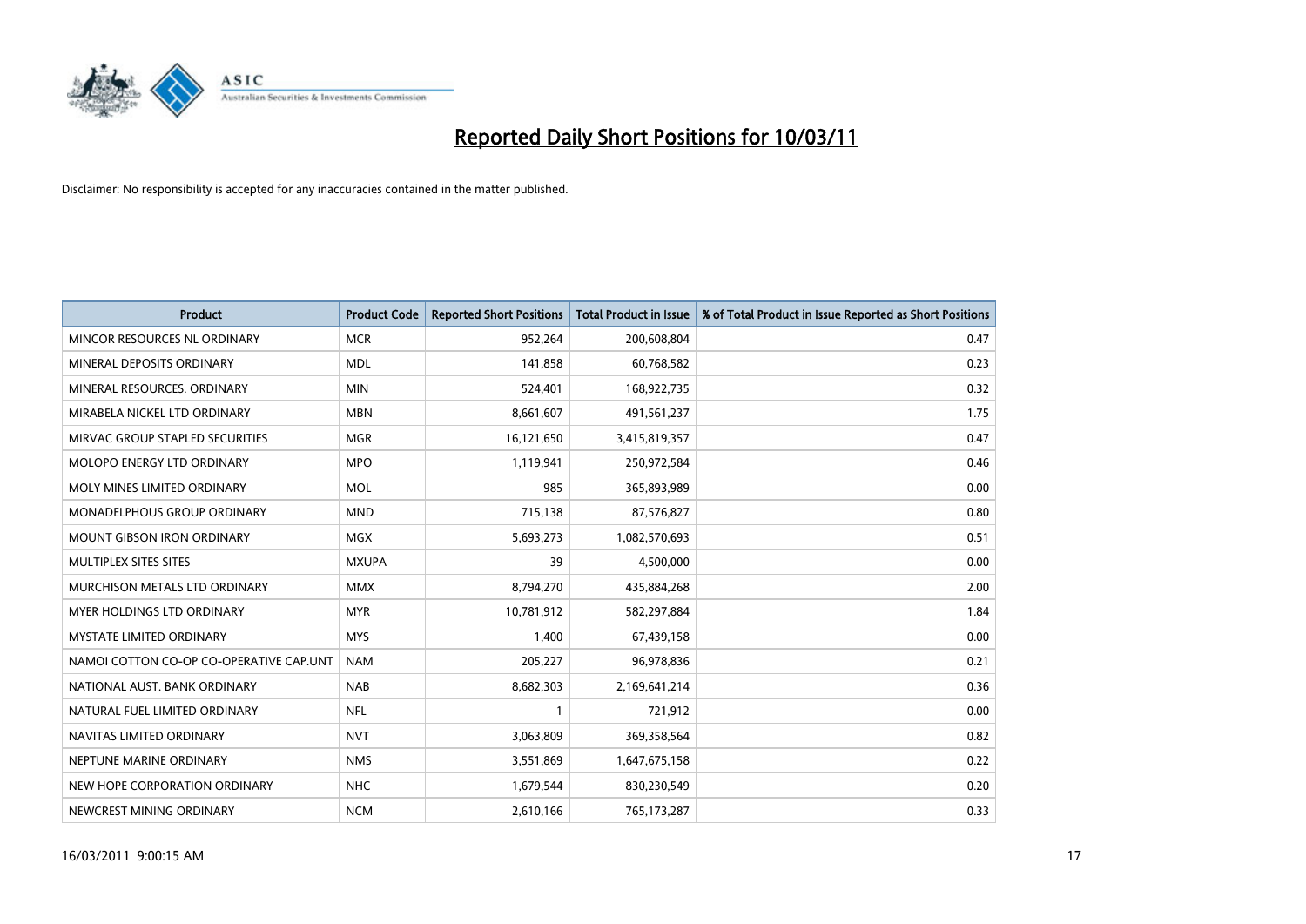# Reported Daily Short Positions for 10/03/11

Disclaimer: No responsibility is accepted for any inaccuracies contained in the matter published.

| Product | Product Code | Reported Short Positions | Total Product in Issue | % of Total Product in Issue Reported as Short Positions |
|---|---|---|---|---|
| MINCOR RESOURCES NL ORDINARY | MCR | 952,264 | 200,608,804 | 0.47 |
| MINERAL DEPOSITS ORDINARY | MDL | 141,858 | 60,768,582 | 0.23 |
| MINERAL RESOURCES. ORDINARY | MIN | 524,401 | 168,922,735 | 0.32 |
| MIRABELA NICKEL LTD ORDINARY | MBN | 8,661,607 | 491,561,237 | 1.75 |
| MIRVAC GROUP STAPLED SECURITIES | MGR | 16,121,650 | 3,415,819,357 | 0.47 |
| MOLOPO ENERGY LTD ORDINARY | MPO | 1,119,941 | 250,972,584 | 0.46 |
| MOLY MINES LIMITED ORDINARY | MOL | 985 | 365,893,989 | 0.00 |
| MONADELPHOUS GROUP ORDINARY | MND | 715,138 | 87,576,827 | 0.80 |
| MOUNT GIBSON IRON ORDINARY | MGX | 5,693,273 | 1,082,570,693 | 0.51 |
| MULTIPLEX SITES SITES | MXUPA | 39 | 4,500,000 | 0.00 |
| MURCHISON METALS LTD ORDINARY | MMX | 8,794,270 | 435,884,268 | 2.00 |
| MYER HOLDINGS LTD ORDINARY | MYR | 10,781,912 | 582,297,884 | 1.84 |
| MYSTATE LIMITED ORDINARY | MYS | 1,400 | 67,439,158 | 0.00 |
| NAMOI COTTON CO-OP CO-OPERATIVE CAP.UNT | NAM | 205,227 | 96,978,836 | 0.21 |
| NATIONAL AUST. BANK ORDINARY | NAB | 8,682,303 | 2,169,641,214 | 0.36 |
| NATURAL FUEL LIMITED ORDINARY | NFL | 1 | 721,912 | 0.00 |
| NAVITAS LIMITED ORDINARY | NVT | 3,063,809 | 369,358,564 | 0.82 |
| NEPTUNE MARINE ORDINARY | NMS | 3,551,869 | 1,647,675,158 | 0.22 |
| NEW HOPE CORPORATION ORDINARY | NHC | 1,679,544 | 830,230,549 | 0.20 |
| NEWCREST MINING ORDINARY | NCM | 2,610,166 | 765,173,287 | 0.33 |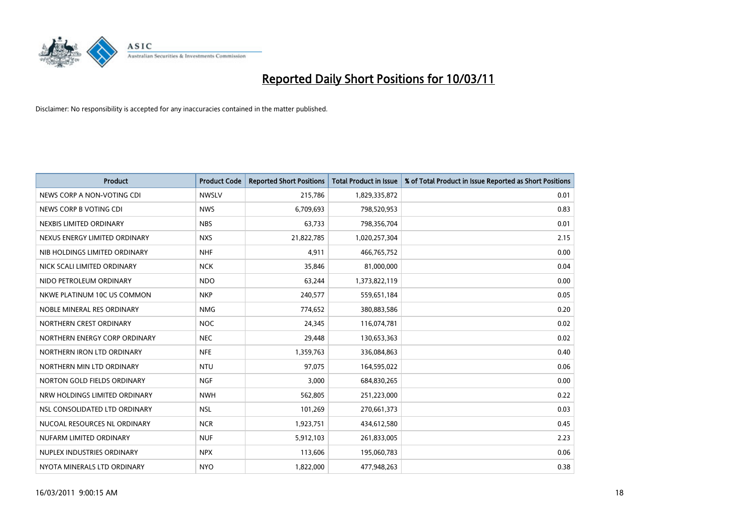# Reported Daily Short Positions for 10/03/11

Disclaimer: No responsibility is accepted for any inaccuracies contained in the matter published.

| Product | Product Code | Reported Short Positions | Total Product in Issue | % of Total Product in Issue Reported as Short Positions |
|---|---|---|---|---|
| NEWS CORP A NON-VOTING CDI | NWSLV | 215,786 | 1,829,335,872 | 0.01 |
| NEWS CORP B VOTING CDI | NWS | 6,709,693 | 798,520,953 | 0.83 |
| NEXBIS LIMITED ORDINARY | NBS | 63,733 | 798,356,704 | 0.01 |
| NEXUS ENERGY LIMITED ORDINARY | NXS | 21,822,785 | 1,020,257,304 | 2.15 |
| NIB HOLDINGS LIMITED ORDINARY | NHF | 4,911 | 466,765,752 | 0.00 |
| NICK SCALI LIMITED ORDINARY | NCK | 35,846 | 81,000,000 | 0.04 |
| NIDO PETROLEUM ORDINARY | NDO | 63,244 | 1,373,822,119 | 0.00 |
| NKWE PLATINUM 10C US COMMON | NKP | 240,577 | 559,651,184 | 0.05 |
| NOBLE MINERAL RES ORDINARY | NMG | 774,652 | 380,883,586 | 0.20 |
| NORTHERN CREST ORDINARY | NOC | 24,345 | 116,074,781 | 0.02 |
| NORTHERN ENERGY CORP ORDINARY | NEC | 29,448 | 130,653,363 | 0.02 |
| NORTHERN IRON LTD ORDINARY | NFE | 1,359,763 | 336,084,863 | 0.40 |
| NORTHERN MIN LTD ORDINARY | NTU | 97,075 | 164,595,022 | 0.06 |
| NORTON GOLD FIELDS ORDINARY | NGF | 3,000 | 684,830,265 | 0.00 |
| NRW HOLDINGS LIMITED ORDINARY | NWH | 562,805 | 251,223,000 | 0.22 |
| NSL CONSOLIDATED LTD ORDINARY | NSL | 101,269 | 270,661,373 | 0.03 |
| NUCOAL RESOURCES NL ORDINARY | NCR | 1,923,751 | 434,612,580 | 0.45 |
| NUFARM LIMITED ORDINARY | NUF | 5,912,103 | 261,833,005 | 2.23 |
| NUPLEX INDUSTRIES ORDINARY | NPX | 113,606 | 195,060,783 | 0.06 |
| NYOTA MINERALS LTD ORDINARY | NYO | 1,822,000 | 477,948,263 | 0.38 |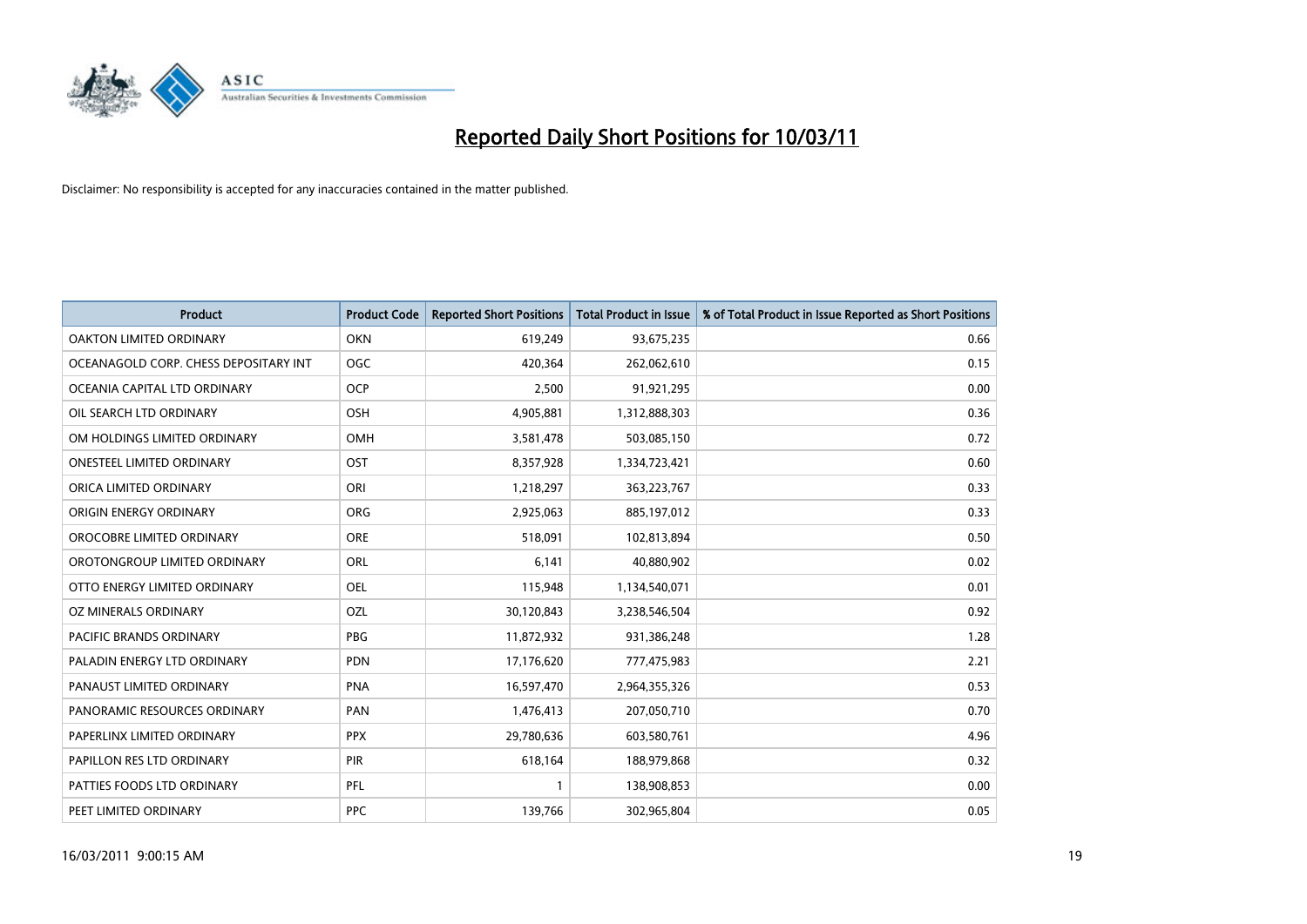# Reported Daily Short Positions for 10/03/11

Disclaimer: No responsibility is accepted for any inaccuracies contained in the matter published.

| Product | Product Code | Reported Short Positions | Total Product in Issue | % of Total Product in Issue Reported as Short Positions |
|---|---|---|---|---|
| OAKTON LIMITED ORDINARY | OKN | 619,249 | 93,675,235 | 0.66 |
| OCEANAGOLD CORP. CHESS DEPOSITARY INT | OGC | 420,364 | 262,062,610 | 0.15 |
| OCEANIA CAPITAL LTD ORDINARY | OCP | 2,500 | 91,921,295 | 0.00 |
| OIL SEARCH LTD ORDINARY | OSH | 4,905,881 | 1,312,888,303 | 0.36 |
| OM HOLDINGS LIMITED ORDINARY | OMH | 3,581,478 | 503,085,150 | 0.72 |
| ONESTEEL LIMITED ORDINARY | OST | 8,357,928 | 1,334,723,421 | 0.60 |
| ORICA LIMITED ORDINARY | ORI | 1,218,297 | 363,223,767 | 0.33 |
| ORIGIN ENERGY ORDINARY | ORG | 2,925,063 | 885,197,012 | 0.33 |
| OROCOBRE LIMITED ORDINARY | ORE | 518,091 | 102,813,894 | 0.50 |
| OROTONGROUP LIMITED ORDINARY | ORL | 6,141 | 40,880,902 | 0.02 |
| OTTO ENERGY LIMITED ORDINARY | OEL | 115,948 | 1,134,540,071 | 0.01 |
| OZ MINERALS ORDINARY | OZL | 30,120,843 | 3,238,546,504 | 0.92 |
| PACIFIC BRANDS ORDINARY | PBG | 11,872,932 | 931,386,248 | 1.28 |
| PALADIN ENERGY LTD ORDINARY | PDN | 17,176,620 | 777,475,983 | 2.21 |
| PANAUST LIMITED ORDINARY | PNA | 16,597,470 | 2,964,355,326 | 0.53 |
| PANORAMIC RESOURCES ORDINARY | PAN | 1,476,413 | 207,050,710 | 0.70 |
| PAPERLINX LIMITED ORDINARY | PPX | 29,780,636 | 603,580,761 | 4.96 |
| PAPILLON RES LTD ORDINARY | PIR | 618,164 | 188,979,868 | 0.32 |
| PATTIES FOODS LTD ORDINARY | PFL | 1 | 138,908,853 | 0.00 |
| PEET LIMITED ORDINARY | PPC | 139,766 | 302,965,804 | 0.05 |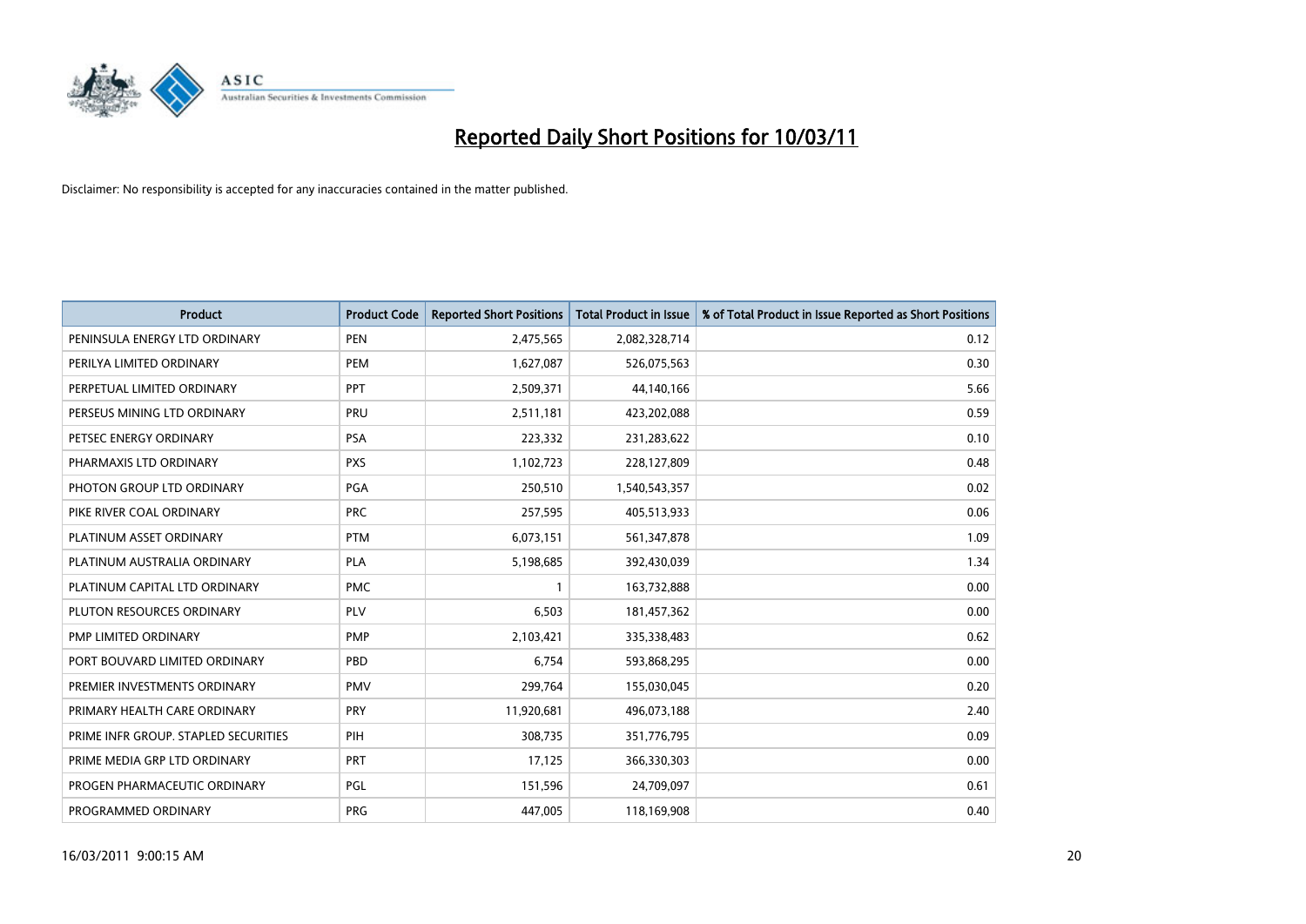# Reported Daily Short Positions for 10/03/11

Disclaimer: No responsibility is accepted for any inaccuracies contained in the matter published.

| Product | Product Code | Reported Short Positions | Total Product in Issue | % of Total Product in Issue Reported as Short Positions |
|---|---|---|---|---|
| PENINSULA ENERGY LTD ORDINARY | PEN | 2,475,565 | 2,082,328,714 | 0.12 |
| PERILYA LIMITED ORDINARY | PEM | 1,627,087 | 526,075,563 | 0.30 |
| PERPETUAL LIMITED ORDINARY | PPT | 2,509,371 | 44,140,166 | 5.66 |
| PERSEUS MINING LTD ORDINARY | PRU | 2,511,181 | 423,202,088 | 0.59 |
| PETSEC ENERGY ORDINARY | PSA | 223,332 | 231,283,622 | 0.10 |
| PHARMAXIS LTD ORDINARY | PXS | 1,102,723 | 228,127,809 | 0.48 |
| PHOTON GROUP LTD ORDINARY | PGA | 250,510 | 1,540,543,357 | 0.02 |
| PIKE RIVER COAL ORDINARY | PRC | 257,595 | 405,513,933 | 0.06 |
| PLATINUM ASSET ORDINARY | PTM | 6,073,151 | 561,347,878 | 1.09 |
| PLATINUM AUSTRALIA ORDINARY | PLA | 5,198,685 | 392,430,039 | 1.34 |
| PLATINUM CAPITAL LTD ORDINARY | PMC | 1 | 163,732,888 | 0.00 |
| PLUTON RESOURCES ORDINARY | PLV | 6,503 | 181,457,362 | 0.00 |
| PMP LIMITED ORDINARY | PMP | 2,103,421 | 335,338,483 | 0.62 |
| PORT BOUVARD LIMITED ORDINARY | PBD | 6,754 | 593,868,295 | 0.00 |
| PREMIER INVESTMENTS ORDINARY | PMV | 299,764 | 155,030,045 | 0.20 |
| PRIMARY HEALTH CARE ORDINARY | PRY | 11,920,681 | 496,073,188 | 2.40 |
| PRIME INFR GROUP. STAPLED SECURITIES | PIH | 308,735 | 351,776,795 | 0.09 |
| PRIME MEDIA GRP LTD ORDINARY | PRT | 17,125 | 366,330,303 | 0.00 |
| PROGEN PHARMACEUTIC ORDINARY | PGL | 151,596 | 24,709,097 | 0.61 |
| PROGRAMMED ORDINARY | PRG | 447,005 | 118,169,908 | 0.40 |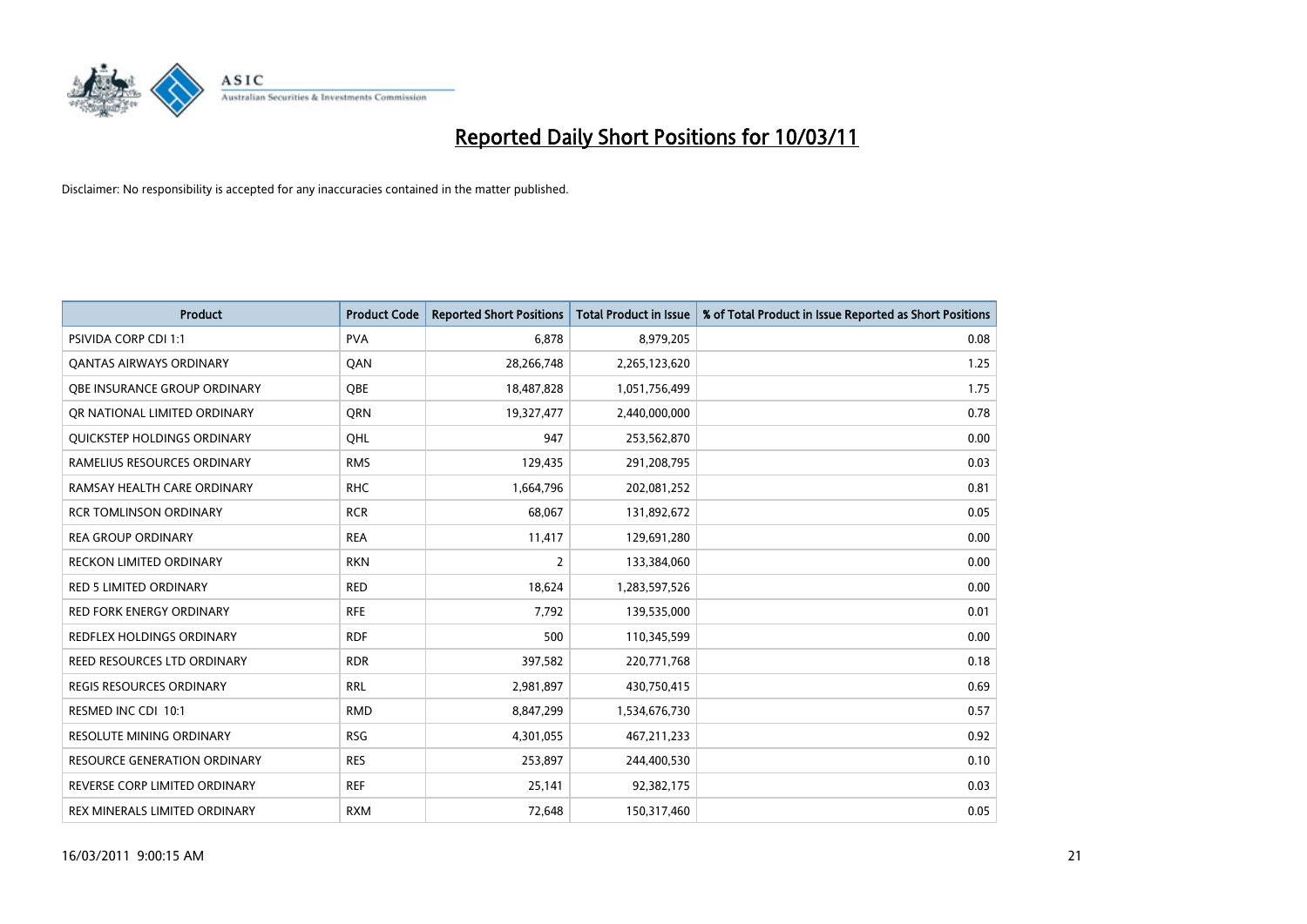# Reported Daily Short Positions for 10/03/11

Disclaimer: No responsibility is accepted for any inaccuracies contained in the matter published.

| Product | Product Code | Reported Short Positions | Total Product in Issue | % of Total Product in Issue Reported as Short Positions |
|---|---|---|---|---|
| PSIVIDA CORP CDI 1:1 | PVA | 6,878 | 8,979,205 | 0.08 |
| QANTAS AIRWAYS ORDINARY | QAN | 28,266,748 | 2,265,123,620 | 1.25 |
| QBE INSURANCE GROUP ORDINARY | QBE | 18,487,828 | 1,051,756,499 | 1.75 |
| QR NATIONAL LIMITED ORDINARY | QRN | 19,327,477 | 2,440,000,000 | 0.78 |
| QUICKSTEP HOLDINGS ORDINARY | QHL | 947 | 253,562,870 | 0.00 |
| RAMELIUS RESOURCES ORDINARY | RMS | 129,435 | 291,208,795 | 0.03 |
| RAMSAY HEALTH CARE ORDINARY | RHC | 1,664,796 | 202,081,252 | 0.81 |
| RCR TOMLINSON ORDINARY | RCR | 68,067 | 131,892,672 | 0.05 |
| REA GROUP ORDINARY | REA | 11,417 | 129,691,280 | 0.00 |
| RECKON LIMITED ORDINARY | RKN | 2 | 133,384,060 | 0.00 |
| RED 5 LIMITED ORDINARY | RED | 18,624 | 1,283,597,526 | 0.00 |
| RED FORK ENERGY ORDINARY | RFE | 7,792 | 139,535,000 | 0.01 |
| REDFLEX HOLDINGS ORDINARY | RDF | 500 | 110,345,599 | 0.00 |
| REED RESOURCES LTD ORDINARY | RDR | 397,582 | 220,771,768 | 0.18 |
| REGIS RESOURCES ORDINARY | RRL | 2,981,897 | 430,750,415 | 0.69 |
| RESMED INC CDI 10:1 | RMD | 8,847,299 | 1,534,676,730 | 0.57 |
| RESOLUTE MINING ORDINARY | RSG | 4,301,055 | 467,211,233 | 0.92 |
| RESOURCE GENERATION ORDINARY | RES | 253,897 | 244,400,530 | 0.10 |
| REVERSE CORP LIMITED ORDINARY | REF | 25,141 | 92,382,175 | 0.03 |
| REX MINERALS LIMITED ORDINARY | RXM | 72,648 | 150,317,460 | 0.05 |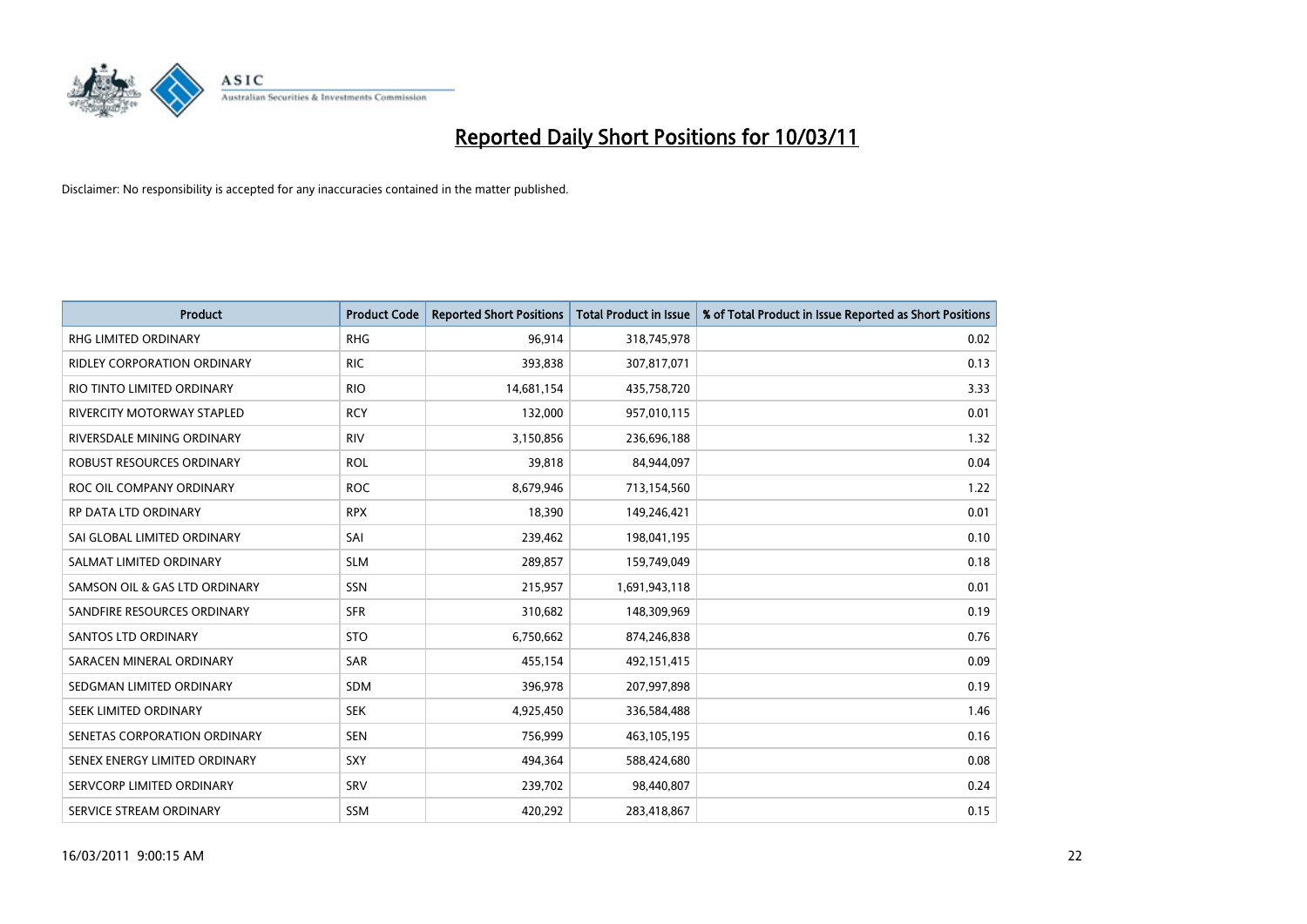# Reported Daily Short Positions for 10/03/11

Disclaimer: No responsibility is accepted for any inaccuracies contained in the matter published.

| Product | Product Code | Reported Short Positions | Total Product in Issue | % of Total Product in Issue Reported as Short Positions |
|---|---|---|---|---|
| RHG LIMITED ORDINARY | RHG | 96,914 | 318,745,978 | 0.02 |
| RIDLEY CORPORATION ORDINARY | RIC | 393,838 | 307,817,071 | 0.13 |
| RIO TINTO LIMITED ORDINARY | RIO | 14,681,154 | 435,758,720 | 3.33 |
| RIVERCITY MOTORWAY STAPLED | RCY | 132,000 | 957,010,115 | 0.01 |
| RIVERSDALE MINING ORDINARY | RIV | 3,150,856 | 236,696,188 | 1.32 |
| ROBUST RESOURCES ORDINARY | ROL | 39,818 | 84,944,097 | 0.04 |
| ROC OIL COMPANY ORDINARY | ROC | 8,679,946 | 713,154,560 | 1.22 |
| RP DATA LTD ORDINARY | RPX | 18,390 | 149,246,421 | 0.01 |
| SAI GLOBAL LIMITED ORDINARY | SAI | 239,462 | 198,041,195 | 0.10 |
| SALMAT LIMITED ORDINARY | SLM | 289,857 | 159,749,049 | 0.18 |
| SAMSON OIL & GAS LTD ORDINARY | SSN | 215,957 | 1,691,943,118 | 0.01 |
| SANDFIRE RESOURCES ORDINARY | SFR | 310,682 | 148,309,969 | 0.19 |
| SANTOS LTD ORDINARY | STO | 6,750,662 | 874,246,838 | 0.76 |
| SARACEN MINERAL ORDINARY | SAR | 455,154 | 492,151,415 | 0.09 |
| SEDGMAN LIMITED ORDINARY | SDM | 396,978 | 207,997,898 | 0.19 |
| SEEK LIMITED ORDINARY | SEK | 4,925,450 | 336,584,488 | 1.46 |
| SENETAS CORPORATION ORDINARY | SEN | 756,999 | 463,105,195 | 0.16 |
| SENEX ENERGY LIMITED ORDINARY | SXY | 494,364 | 588,424,680 | 0.08 |
| SERVCORP LIMITED ORDINARY | SRV | 239,702 | 98,440,807 | 0.24 |
| SERVICE STREAM ORDINARY | SSM | 420,292 | 283,418,867 | 0.15 |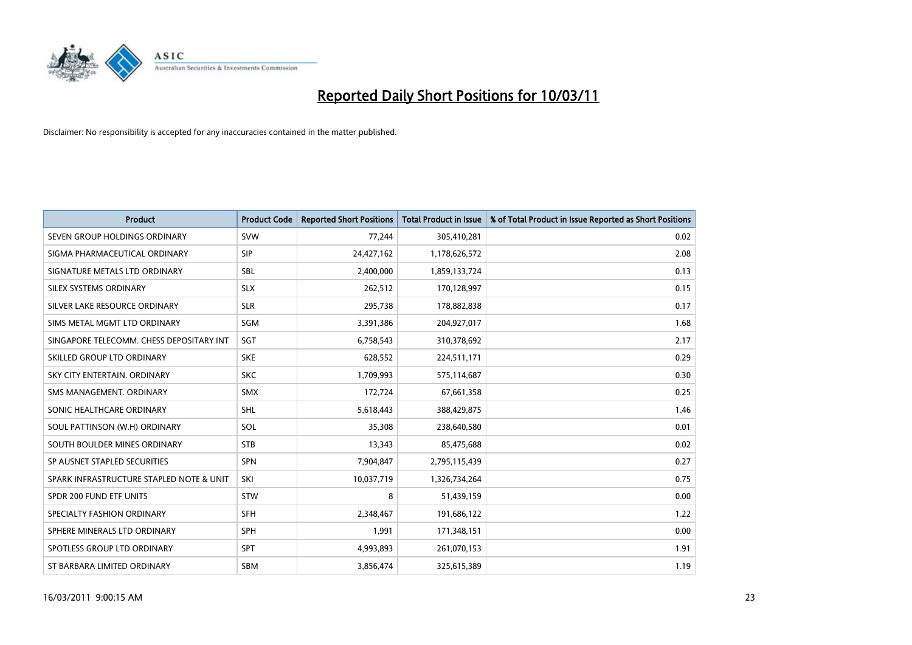# Reported Daily Short Positions for 10/03/11

Disclaimer: No responsibility is accepted for any inaccuracies contained in the matter published.

| Product | Product Code | Reported Short Positions | Total Product in Issue | % of Total Product in Issue Reported as Short Positions |
|---|---|---|---|---|
| SEVEN GROUP HOLDINGS ORDINARY | SVW | 77,244 | 305,410,281 | 0.02 |
| SIGMA PHARMACEUTICAL ORDINARY | SIP | 24,427,162 | 1,178,626,572 | 2.08 |
| SIGNATURE METALS LTD ORDINARY | SBL | 2,400,000 | 1,859,133,724 | 0.13 |
| SILEX SYSTEMS ORDINARY | SLX | 262,512 | 170,128,997 | 0.15 |
| SILVER LAKE RESOURCE ORDINARY | SLR | 295,738 | 178,882,838 | 0.17 |
| SIMS METAL MGMT LTD ORDINARY | SGM | 3,391,386 | 204,927,017 | 1.68 |
| SINGAPORE TELECOMM. CHESS DEPOSITARY INT | SGT | 6,758,543 | 310,378,692 | 2.17 |
| SKILLED GROUP LTD ORDINARY | SKE | 628,552 | 224,511,171 | 0.29 |
| SKY CITY ENTERTAIN. ORDINARY | SKC | 1,709,993 | 575,114,687 | 0.30 |
| SMS MANAGEMENT. ORDINARY | SMX | 172,724 | 67,661,358 | 0.25 |
| SONIC HEALTHCARE ORDINARY | SHL | 5,618,443 | 388,429,875 | 1.46 |
| SOUL PATTINSON (W.H) ORDINARY | SOL | 35,308 | 238,640,580 | 0.01 |
| SOUTH BOULDER MINES ORDINARY | STB | 13,343 | 85,475,688 | 0.02 |
| SP AUSNET STAPLED SECURITIES | SPN | 7,904,847 | 2,795,115,439 | 0.27 |
| SPARK INFRASTRUCTURE STAPLED NOTE & UNIT | SKI | 10,037,719 | 1,326,734,264 | 0.75 |
| SPDR 200 FUND ETF UNITS | STW | 8 | 51,439,159 | 0.00 |
| SPECIALTY FASHION ORDINARY | SFH | 2,348,467 | 191,686,122 | 1.22 |
| SPHERE MINERALS LTD ORDINARY | SPH | 1,991 | 171,348,151 | 0.00 |
| SPOTLESS GROUP LTD ORDINARY | SPT | 4,993,893 | 261,070,153 | 1.91 |
| ST BARBARA LIMITED ORDINARY | SBM | 3,856,474 | 325,615,389 | 1.19 |

16/03/2011 9:00:15 AM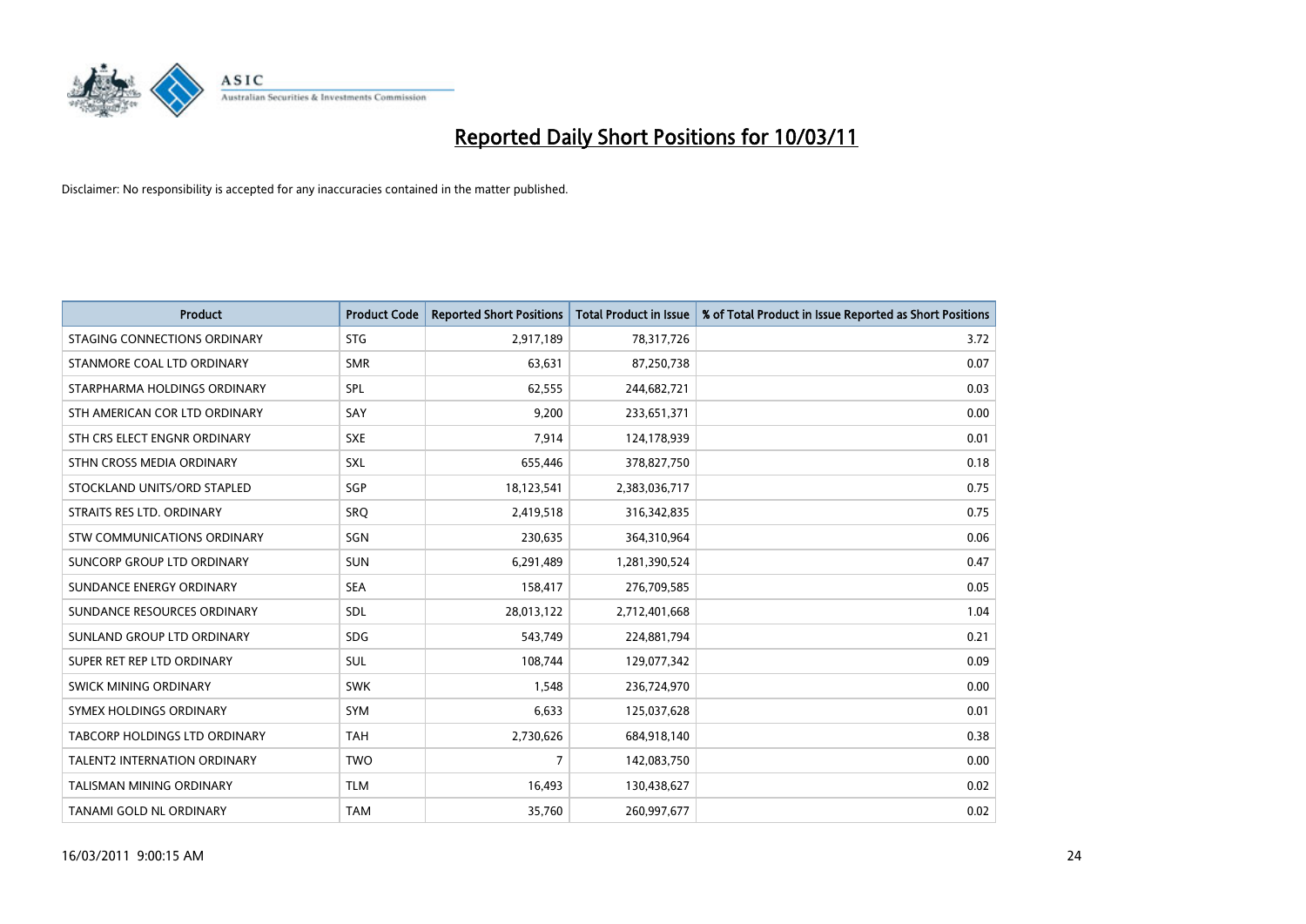# Reported Daily Short Positions for 10/03/11

Disclaimer: No responsibility is accepted for any inaccuracies contained in the matter published.

| Product | Product Code | Reported Short Positions | Total Product in Issue | % of Total Product in Issue Reported as Short Positions |
|---|---|---|---|---|
| STAGING CONNECTIONS ORDINARY | STG | 2,917,189 | 78,317,726 | 3.72 |
| STANMORE COAL LTD ORDINARY | SMR | 63,631 | 87,250,738 | 0.07 |
| STARPHARMA HOLDINGS ORDINARY | SPL | 62,555 | 244,682,721 | 0.03 |
| STH AMERICAN COR LTD ORDINARY | SAY | 9,200 | 233,651,371 | 0.00 |
| STH CRS ELECT ENGNR ORDINARY | SXE | 7,914 | 124,178,939 | 0.01 |
| STHN CROSS MEDIA ORDINARY | SXL | 655,446 | 378,827,750 | 0.18 |
| STOCKLAND UNITS/ORD STAPLED | SGP | 18,123,541 | 2,383,036,717 | 0.75 |
| STRAITS RES LTD. ORDINARY | SRQ | 2,419,518 | 316,342,835 | 0.75 |
| STW COMMUNICATIONS ORDINARY | SGN | 230,635 | 364,310,964 | 0.06 |
| SUNCORP GROUP LTD ORDINARY | SUN | 6,291,489 | 1,281,390,524 | 0.47 |
| SUNDANCE ENERGY ORDINARY | SEA | 158,417 | 276,709,585 | 0.05 |
| SUNDANCE RESOURCES ORDINARY | SDL | 28,013,122 | 2,712,401,668 | 1.04 |
| SUNLAND GROUP LTD ORDINARY | SDG | 543,749 | 224,881,794 | 0.21 |
| SUPER RET REP LTD ORDINARY | SUL | 108,744 | 129,077,342 | 0.09 |
| SWICK MINING ORDINARY | SWK | 1,548 | 236,724,970 | 0.00 |
| SYMEX HOLDINGS ORDINARY | SYM | 6,633 | 125,037,628 | 0.01 |
| TABCORP HOLDINGS LTD ORDINARY | TAH | 2,730,626 | 684,918,140 | 0.38 |
| TALENT2 INTERNATION ORDINARY | TWO | 7 | 142,083,750 | 0.00 |
| TALISMAN MINING ORDINARY | TLM | 16,493 | 130,438,627 | 0.02 |
| TANAMI GOLD NL ORDINARY | TAM | 35,760 | 260,997,677 | 0.02 |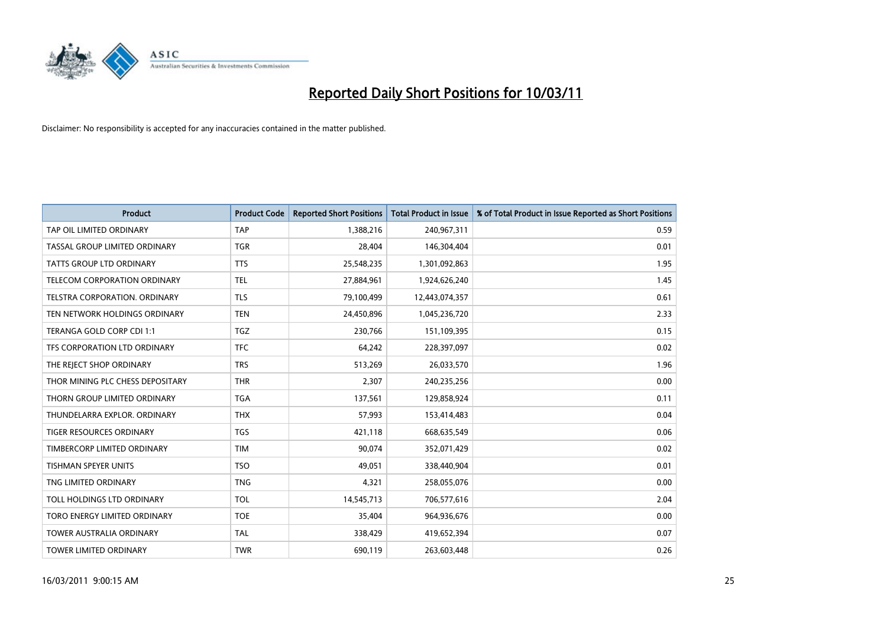# Reported Daily Short Positions for 10/03/11

Disclaimer: No responsibility is accepted for any inaccuracies contained in the matter published.

| Product | Product Code | Reported Short Positions | Total Product in Issue | % of Total Product in Issue Reported as Short Positions |
|---|---|---|---|---|
| TAP OIL LIMITED ORDINARY | TAP | 1,388,216 | 240,967,311 | 0.59 |
| TASSAL GROUP LIMITED ORDINARY | TGR | 28,404 | 146,304,404 | 0.01 |
| TATTS GROUP LTD ORDINARY | TTS | 25,548,235 | 1,301,092,863 | 1.95 |
| TELECOM CORPORATION ORDINARY | TEL | 27,884,961 | 1,924,626,240 | 1.45 |
| TELSTRA CORPORATION. ORDINARY | TLS | 79,100,499 | 12,443,074,357 | 0.61 |
| TEN NETWORK HOLDINGS ORDINARY | TEN | 24,450,896 | 1,045,236,720 | 2.33 |
| TERANGA GOLD CORP CDI 1:1 | TGZ | 230,766 | 151,109,395 | 0.15 |
| TFS CORPORATION LTD ORDINARY | TFC | 64,242 | 228,397,097 | 0.02 |
| THE REJECT SHOP ORDINARY | TRS | 513,269 | 26,033,570 | 1.96 |
| THOR MINING PLC CHESS DEPOSITARY | THR | 2,307 | 240,235,256 | 0.00 |
| THORN GROUP LIMITED ORDINARY | TGA | 137,561 | 129,858,924 | 0.11 |
| THUNDELARRA EXPLOR. ORDINARY | THX | 57,993 | 153,414,483 | 0.04 |
| TIGER RESOURCES ORDINARY | TGS | 421,118 | 668,635,549 | 0.06 |
| TIMBERCORP LIMITED ORDINARY | TIM | 90,074 | 352,071,429 | 0.02 |
| TISHMAN SPEYER UNITS | TSO | 49,051 | 338,440,904 | 0.01 |
| TNG LIMITED ORDINARY | TNG | 4,321 | 258,055,076 | 0.00 |
| TOLL HOLDINGS LTD ORDINARY | TOL | 14,545,713 | 706,577,616 | 2.04 |
| TORO ENERGY LIMITED ORDINARY | TOE | 35,404 | 964,936,676 | 0.00 |
| TOWER AUSTRALIA ORDINARY | TAL | 338,429 | 419,652,394 | 0.07 |
| TOWER LIMITED ORDINARY | TWR | 690,119 | 263,603,448 | 0.26 |

16/03/2011 9:00:15 AM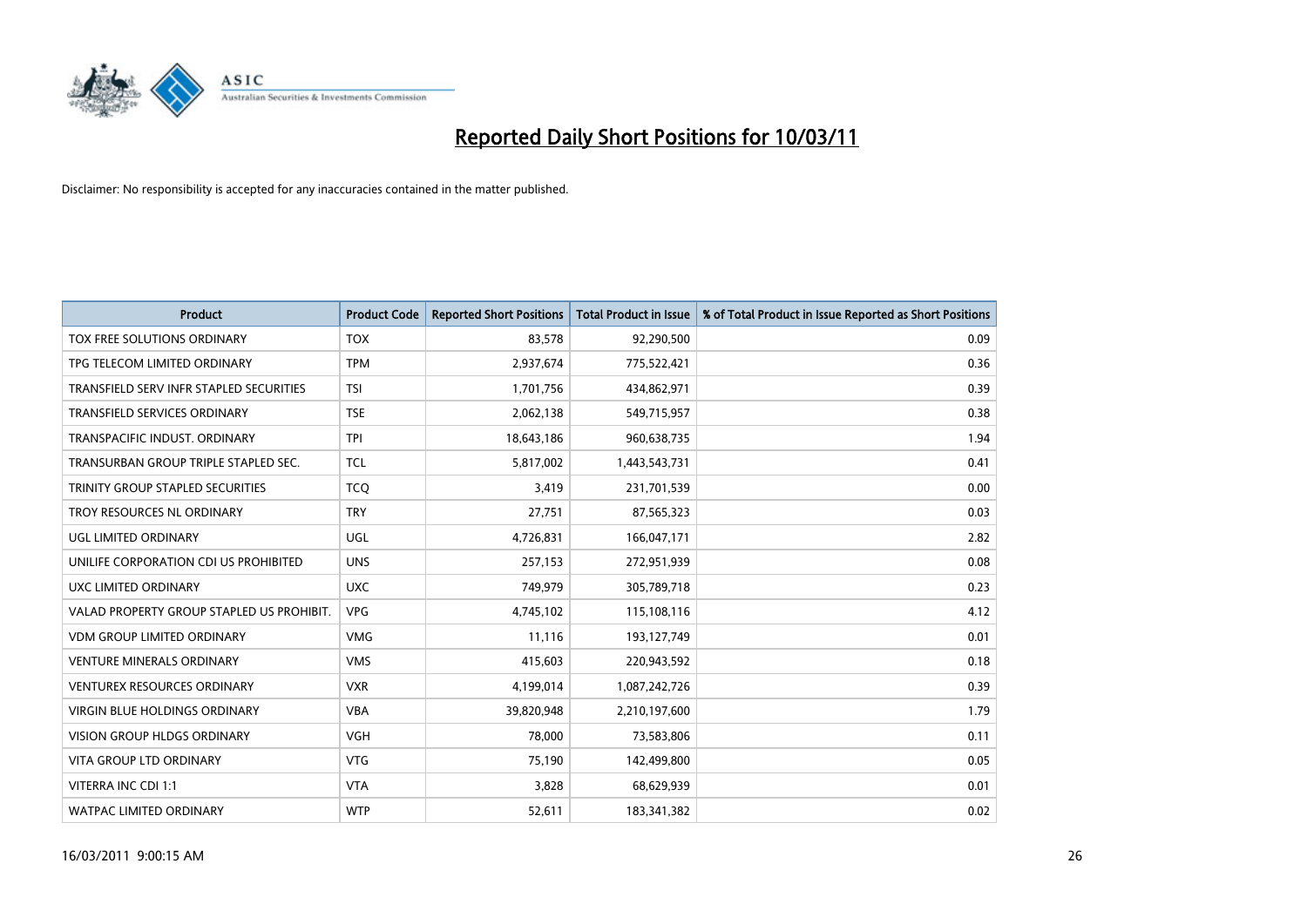# Reported Daily Short Positions for 10/03/11

Disclaimer: No responsibility is accepted for any inaccuracies contained in the matter published.

| Product | Product Code | Reported Short Positions | Total Product in Issue | % of Total Product in Issue Reported as Short Positions |
|---|---|---|---|---|
| TOX FREE SOLUTIONS ORDINARY | TOX | 83,578 | 92,290,500 | 0.09 |
| TPG TELECOM LIMITED ORDINARY | TPM | 2,937,674 | 775,522,421 | 0.36 |
| TRANSFIELD SERV INFR STAPLED SECURITIES | TSI | 1,701,756 | 434,862,971 | 0.39 |
| TRANSFIELD SERVICES ORDINARY | TSE | 2,062,138 | 549,715,957 | 0.38 |
| TRANSPACIFIC INDUST. ORDINARY | TPI | 18,643,186 | 960,638,735 | 1.94 |
| TRANSURBAN GROUP TRIPLE STAPLED SEC. | TCL | 5,817,002 | 1,443,543,731 | 0.41 |
| TRINITY GROUP STAPLED SECURITIES | TCQ | 3,419 | 231,701,539 | 0.00 |
| TROY RESOURCES NL ORDINARY | TRY | 27,751 | 87,565,323 | 0.03 |
| UGL LIMITED ORDINARY | UGL | 4,726,831 | 166,047,171 | 2.82 |
| UNILIFE CORPORATION CDI US PROHIBITED | UNS | 257,153 | 272,951,939 | 0.08 |
| UXC LIMITED ORDINARY | UXC | 749,979 | 305,789,718 | 0.23 |
| VALAD PROPERTY GROUP STAPLED US PROHIBIT. | VPG | 4,745,102 | 115,108,116 | 4.12 |
| VDM GROUP LIMITED ORDINARY | VMG | 11,116 | 193,127,749 | 0.01 |
| VENTURE MINERALS ORDINARY | VMS | 415,603 | 220,943,592 | 0.18 |
| VENTUREX RESOURCES ORDINARY | VXR | 4,199,014 | 1,087,242,726 | 0.39 |
| VIRGIN BLUE HOLDINGS ORDINARY | VBA | 39,820,948 | 2,210,197,600 | 1.79 |
| VISION GROUP HLDGS ORDINARY | VGH | 78,000 | 73,583,806 | 0.11 |
| VITA GROUP LTD ORDINARY | VTG | 75,190 | 142,499,800 | 0.05 |
| VITERRA INC CDI 1:1 | VTA | 3,828 | 68,629,939 | 0.01 |
| WATPAC LIMITED ORDINARY | WTP | 52,611 | 183,341,382 | 0.02 |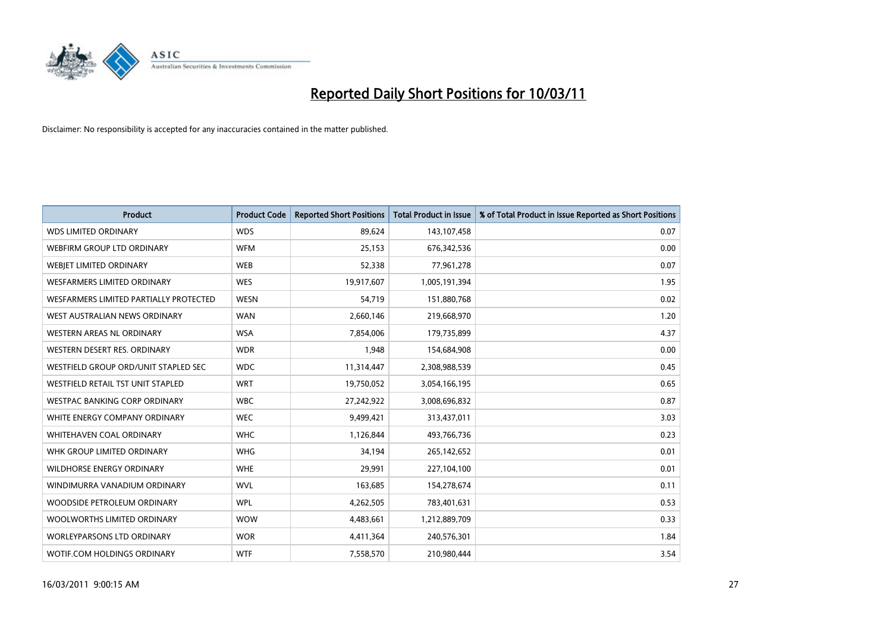# Reported Daily Short Positions for 10/03/11

Disclaimer: No responsibility is accepted for any inaccuracies contained in the matter published.

| Product | Product Code | Reported Short Positions | Total Product in Issue | % of Total Product in Issue Reported as Short Positions |
|---|---|---|---|---|
| WDS LIMITED ORDINARY | WDS | 89,624 | 143,107,458 | 0.07 |
| WEBFIRM GROUP LTD ORDINARY | WFM | 25,153 | 676,342,536 | 0.00 |
| WEBJET LIMITED ORDINARY | WEB | 52,338 | 77,961,278 | 0.07 |
| WESFARMERS LIMITED ORDINARY | WES | 19,917,607 | 1,005,191,394 | 1.95 |
| WESFARMERS LIMITED PARTIALLY PROTECTED | WESN | 54,719 | 151,880,768 | 0.02 |
| WEST AUSTRALIAN NEWS ORDINARY | WAN | 2,660,146 | 219,668,970 | 1.20 |
| WESTERN AREAS NL ORDINARY | WSA | 7,854,006 | 179,735,899 | 4.37 |
| WESTERN DESERT RES. ORDINARY | WDR | 1,948 | 154,684,908 | 0.00 |
| WESTFIELD GROUP ORD/UNIT STAPLED SEC | WDC | 11,314,447 | 2,308,988,539 | 0.45 |
| WESTFIELD RETAIL TST UNIT STAPLED | WRT | 19,750,052 | 3,054,166,195 | 0.65 |
| WESTPAC BANKING CORP ORDINARY | WBC | 27,242,922 | 3,008,696,832 | 0.87 |
| WHITE ENERGY COMPANY ORDINARY | WEC | 9,499,421 | 313,437,011 | 3.03 |
| WHITEHAVEN COAL ORDINARY | WHC | 1,126,844 | 493,766,736 | 0.23 |
| WHK GROUP LIMITED ORDINARY | WHG | 34,194 | 265,142,652 | 0.01 |
| WILDHORSE ENERGY ORDINARY | WHE | 29,991 | 227,104,100 | 0.01 |
| WINDIMURRA VANADIUM ORDINARY | WVL | 163,685 | 154,278,674 | 0.11 |
| WOODSIDE PETROLEUM ORDINARY | WPL | 4,262,505 | 783,401,631 | 0.53 |
| WOOLWORTHS LIMITED ORDINARY | WOW | 4,483,661 | 1,212,889,709 | 0.33 |
| WORLEYPARSONS LTD ORDINARY | WOR | 4,411,364 | 240,576,301 | 1.84 |
| WOTIF.COM HOLDINGS ORDINARY | WTF | 7,558,570 | 210,980,444 | 3.54 |

16/03/2011 9:00:15 AM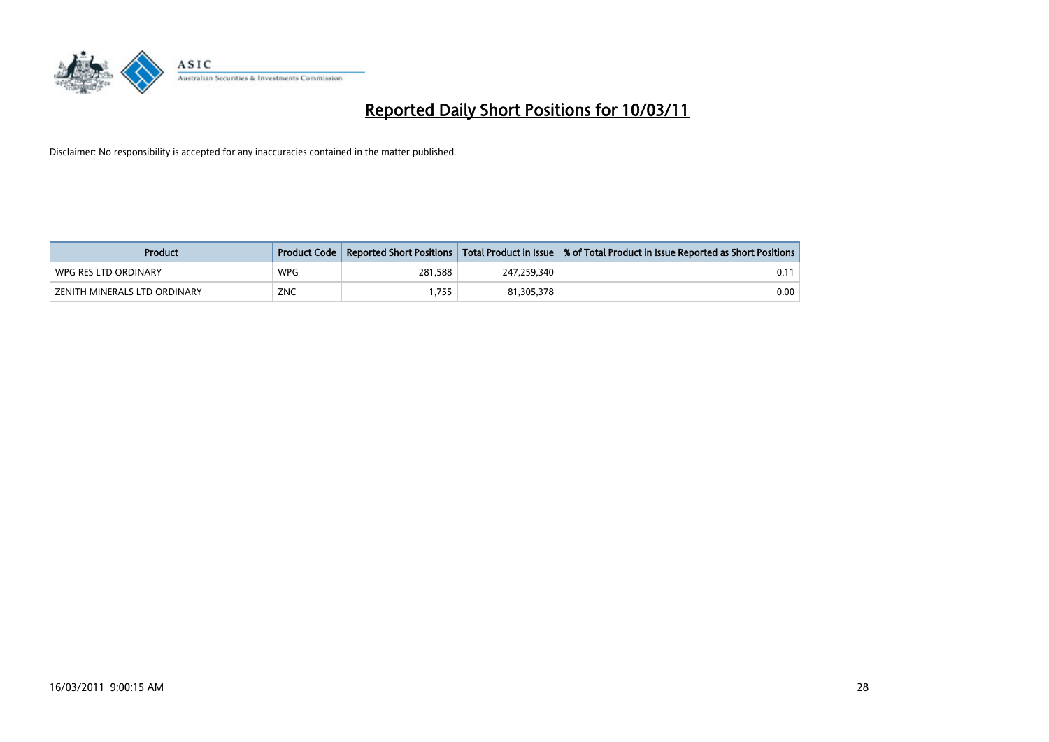# Reported Daily Short Positions for 10/03/11

Disclaimer: No responsibility is accepted for any inaccuracies contained in the matter published.

| Product | Product Code | Reported Short Positions | Total Product in Issue | % of Total Product in Issue Reported as Short Positions |
|---|---|---|---|---|
| WPG RES LTD ORDINARY | WPG | 281,588 | 247,259,340 | 0.11 |
| ZENITH MINERALS LTD ORDINARY | ZNC | 1,755 | 81,305,378 | 0.00 |